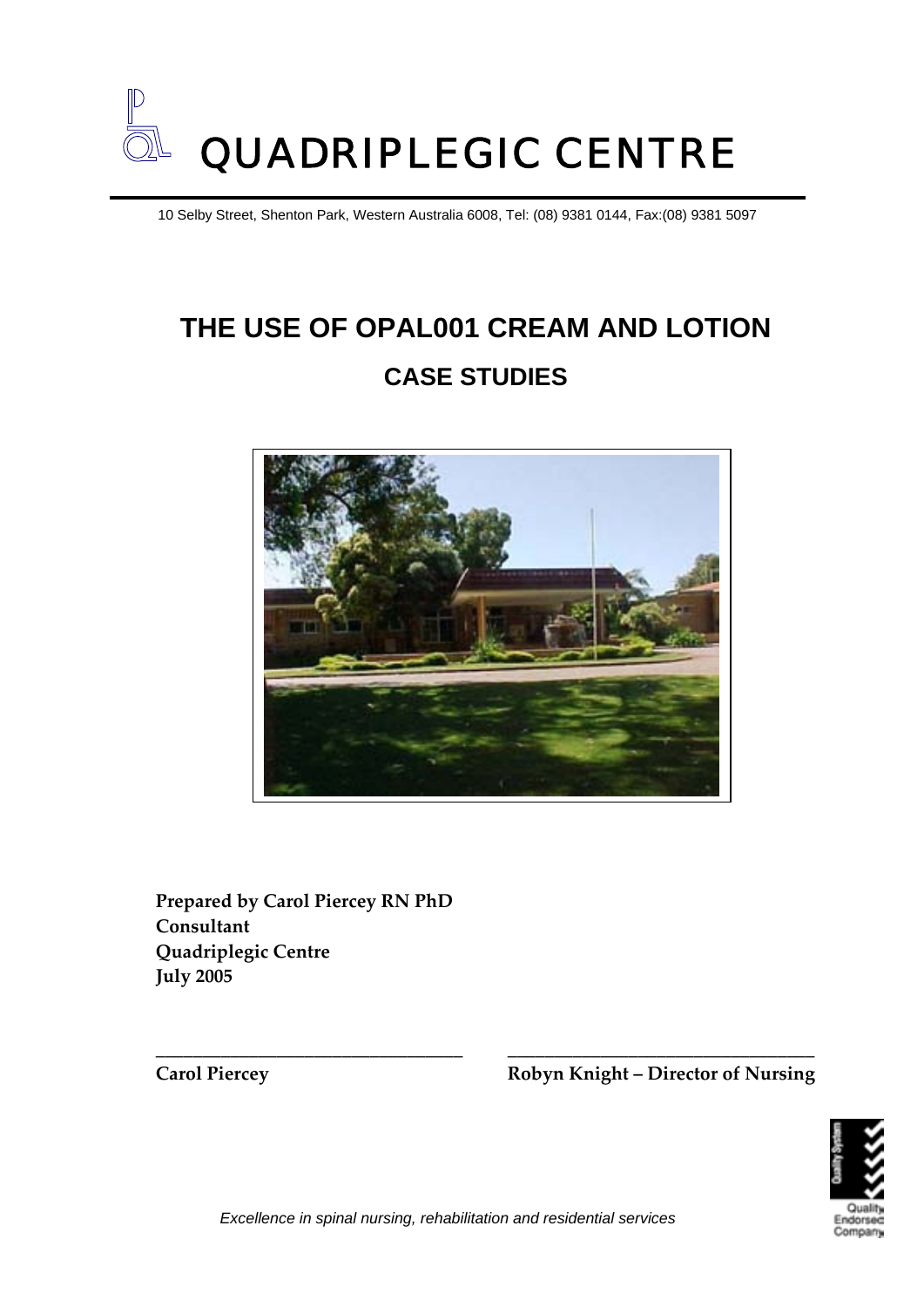# QUADRIPLEGIC CENTRE

10 Selby Street, Shenton Park, Western Australia 6008, Tel: (08) 9381 0144, Fax:(08) 9381 5097

# THE USE OF OPAL001 CREAM AND LOTION

## CASE STUDIES

**Prepared by Carol Piercey RN PhD**
**Consultant**
**Quadriplegic Centre**
**July 2005**

______________________________ ______________________________

**Carol Piercey** **Robyn Knight – Director of Nursing**

*Excellence in spinal nursing, rehabilitation and residential services*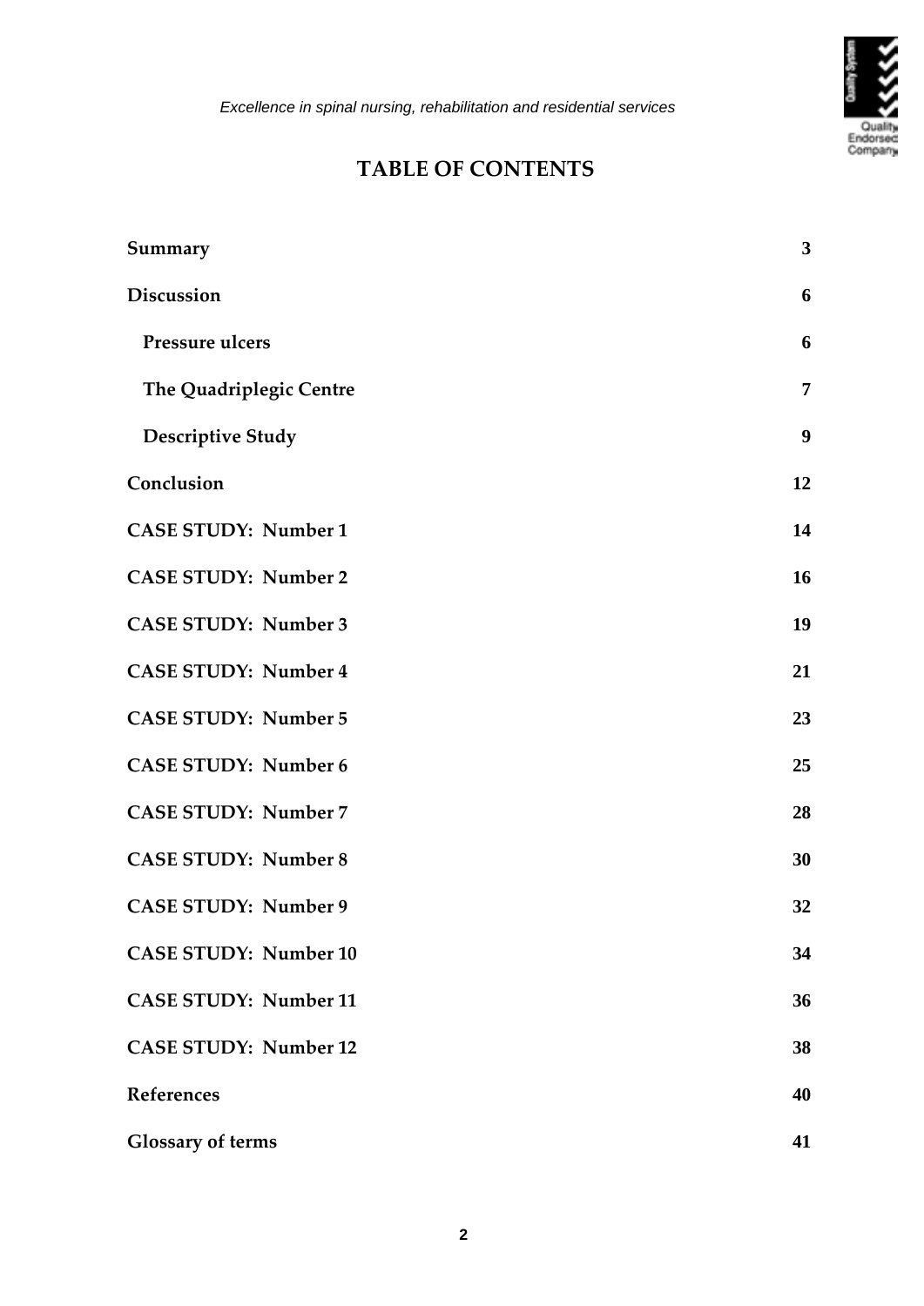# TABLE OF CONTENTS

| | |
|---|---|
| **Summary** | **3** |
| **Discussion** | **6** |
| **Pressure ulcers** | **6** |
| **The Quadriplegic Centre** | **7** |
| **Descriptive Study** | **9** |
| **Conclusion** | **12** |
| **CASE STUDY: Number 1** | **14** |
| **CASE STUDY: Number 2** | **16** |
| **CASE STUDY: Number 3** | **19** |
| **CASE STUDY: Number 4** | **21** |
| **CASE STUDY: Number 5** | **23** |
| **CASE STUDY: Number 6** | **25** |
| **CASE STUDY: Number 7** | **28** |
| **CASE STUDY: Number 8** | **30** |
| **CASE STUDY: Number 9** | **32** |
| **CASE STUDY: Number 10** | **34** |
| **CASE STUDY: Number 11** | **36** |
| **CASE STUDY: Number 12** | **38** |
| **References** | **40** |
| **Glossary of terms** | **41** |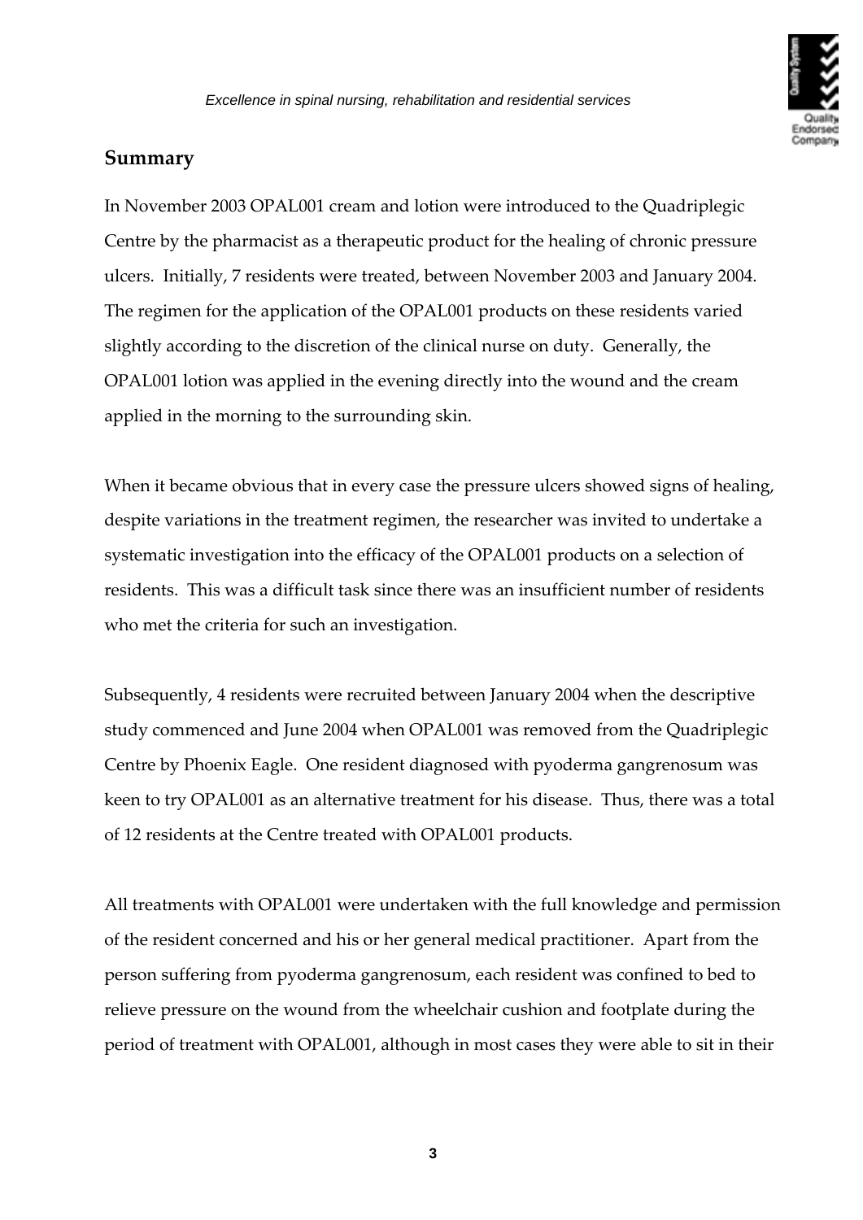## Summary

In November 2003 OPAL001 cream and lotion were introduced to the Quadriplegic Centre by the pharmacist as a therapeutic product for the healing of chronic pressure ulcers. Initially, 7 residents were treated, between November 2003 and January 2004. The regimen for the application of the OPAL001 products on these residents varied slightly according to the discretion of the clinical nurse on duty. Generally, the OPAL001 lotion was applied in the evening directly into the wound and the cream applied in the morning to the surrounding skin.

When it became obvious that in every case the pressure ulcers showed signs of healing, despite variations in the treatment regimen, the researcher was invited to undertake a systematic investigation into the efficacy of the OPAL001 products on a selection of residents. This was a difficult task since there was an insufficient number of residents who met the criteria for such an investigation.

Subsequently, 4 residents were recruited between January 2004 when the descriptive study commenced and June 2004 when OPAL001 was removed from the Quadriplegic Centre by Phoenix Eagle. One resident diagnosed with pyoderma gangrenosum was keen to try OPAL001 as an alternative treatment for his disease. Thus, there was a total of 12 residents at the Centre treated with OPAL001 products.

All treatments with OPAL001 were undertaken with the full knowledge and permission of the resident concerned and his or her general medical practitioner. Apart from the person suffering from pyoderma gangrenosum, each resident was confined to bed to relieve pressure on the wound from the wheelchair cushion and footplate during the period of treatment with OPAL001, although in most cases they were able to sit in their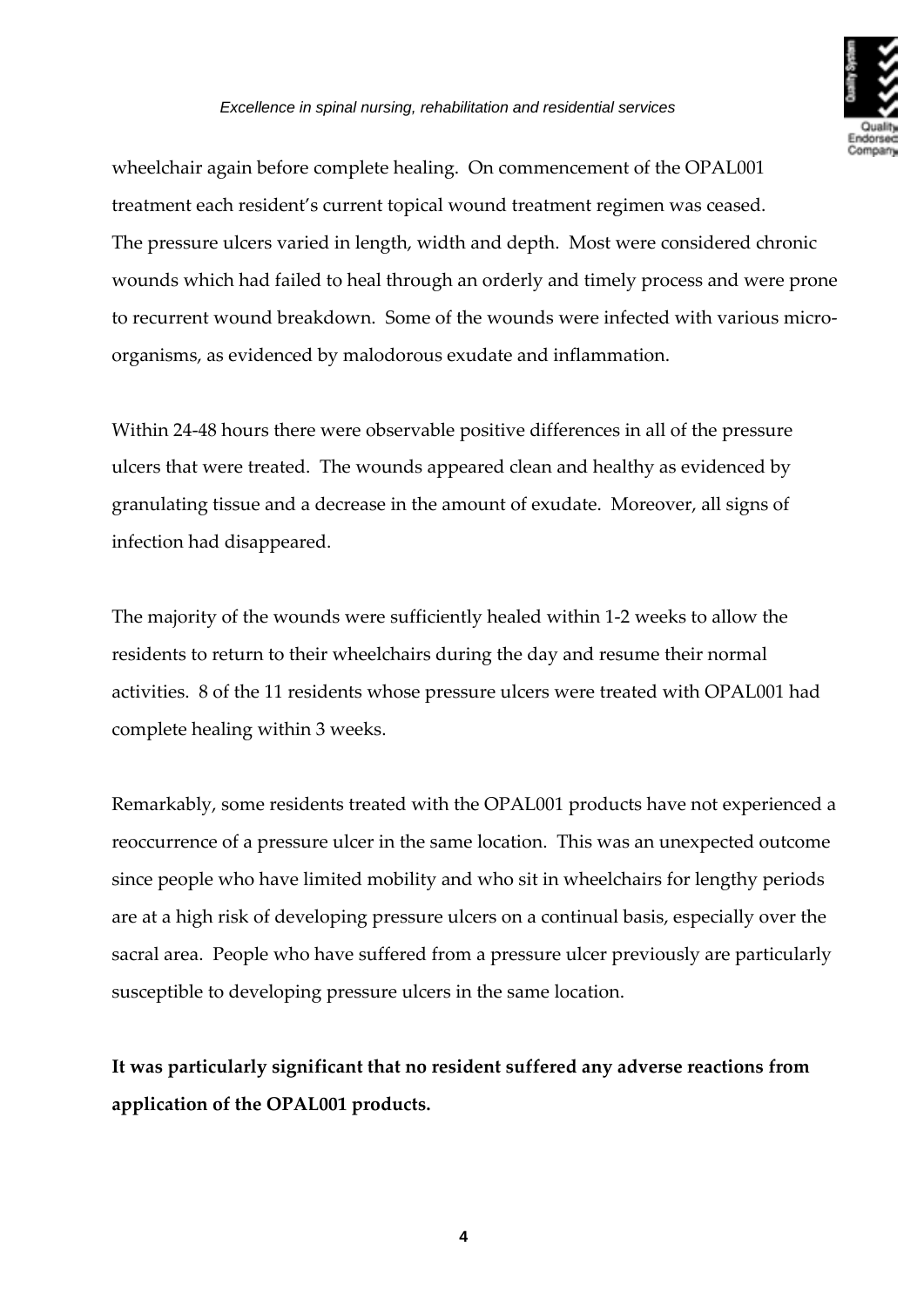wheelchair again before complete healing. On commencement of the OPAL001 treatment each resident's current topical wound treatment regimen was ceased. The pressure ulcers varied in length, width and depth. Most were considered chronic wounds which had failed to heal through an orderly and timely process and were prone to recurrent wound breakdown. Some of the wounds were infected with various micro-organisms, as evidenced by malodorous exudate and inflammation.

Within 24-48 hours there were observable positive differences in all of the pressure ulcers that were treated. The wounds appeared clean and healthy as evidenced by granulating tissue and a decrease in the amount of exudate. Moreover, all signs of infection had disappeared.

The majority of the wounds were sufficiently healed within 1-2 weeks to allow the residents to return to their wheelchairs during the day and resume their normal activities. 8 of the 11 residents whose pressure ulcers were treated with OPAL001 had complete healing within 3 weeks.

Remarkably, some residents treated with the OPAL001 products have not experienced a reoccurrence of a pressure ulcer in the same location. This was an unexpected outcome since people who have limited mobility and who sit in wheelchairs for lengthy periods are at a high risk of developing pressure ulcers on a continual basis, especially over the sacral area. People who have suffered from a pressure ulcer previously are particularly susceptible to developing pressure ulcers in the same location.

**It was particularly significant that no resident suffered any adverse reactions from application of the OPAL001 products.**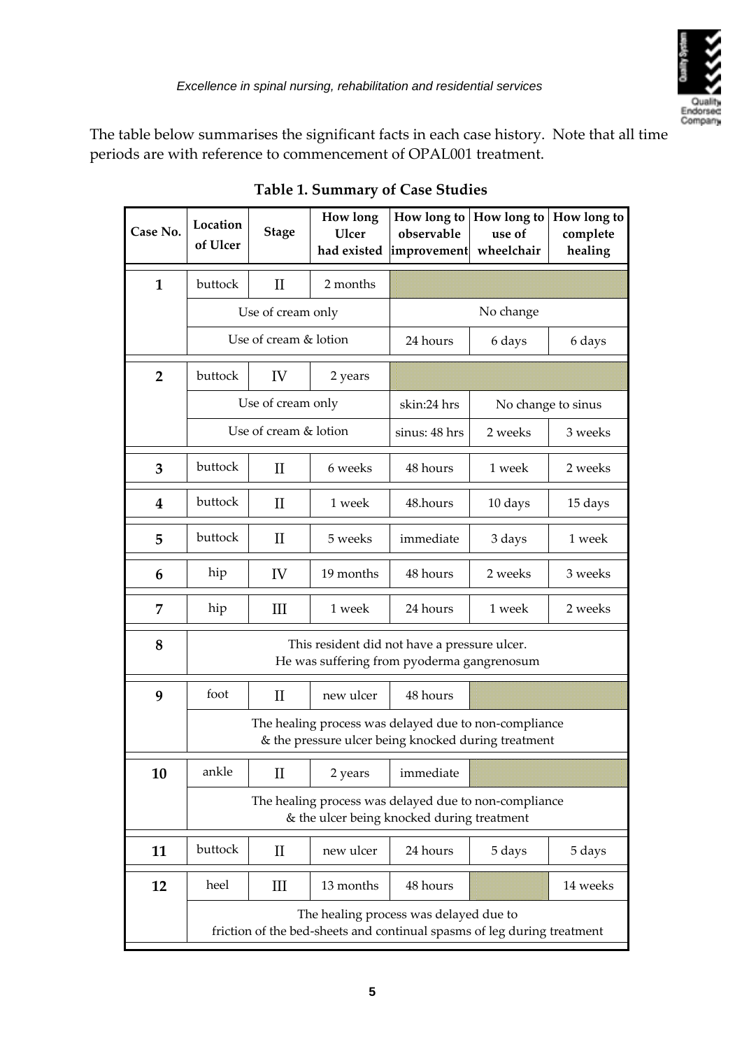The table below summarises the significant facts in each case history. Note that all time periods are with reference to commencement of OPAL001 treatment.

**Table 1. Summary of Case Studies**

| Case No. | Location of Ulcer | Stage | How long Ulcer had existed | How long to observable improvement | How long to use of wheelchair | How long to complete healing |
|---|---|---|---|---|---|---|
| **1** | buttock | II | 2 months | | | |
| | Use of cream only | | | No change | | |
| | Use of cream & lotion | | | 24 hours | 6 days | 6 days |
| **2** | buttock | IV | 2 years | | | |
| | Use of cream only | | | skin:24 hrs | No change to sinus | |
| | Use of cream & lotion | | | sinus: 48 hrs | 2 weeks | 3 weeks |
| **3** | buttock | II | 6 weeks | 48 hours | 1 week | 2 weeks |
| **4** | buttock | II | 1 week | 48.hours | 10 days | 15 days |
| **5** | buttock | II | 5 weeks | immediate | 3 days | 1 week |
| **6** | hip | IV | 19 months | 48 hours | 2 weeks | 3 weeks |
| **7** | hip | III | 1 week | 24 hours | 1 week | 2 weeks |
| **8** | This resident did not have a pressure ulcer. He was suffering from pyoderma gangrenosum | | | | | |
| **9** | foot | II | new ulcer | 48 hours | | |
| | The healing process was delayed due to non-compliance & the pressure ulcer being knocked during treatment | | | | | |
| **10** | ankle | II | 2 years | immediate | | |
| | The healing process was delayed due to non-compliance & the ulcer being knocked during treatment | | | | | |
| **11** | buttock | II | new ulcer | 24 hours | 5 days | 5 days |
| **12** | heel | III | 13 months | 48 hours | | 14 weeks |
| | The healing process was delayed due to friction of the bed-sheets and continual spasms of leg during treatment | | | | | |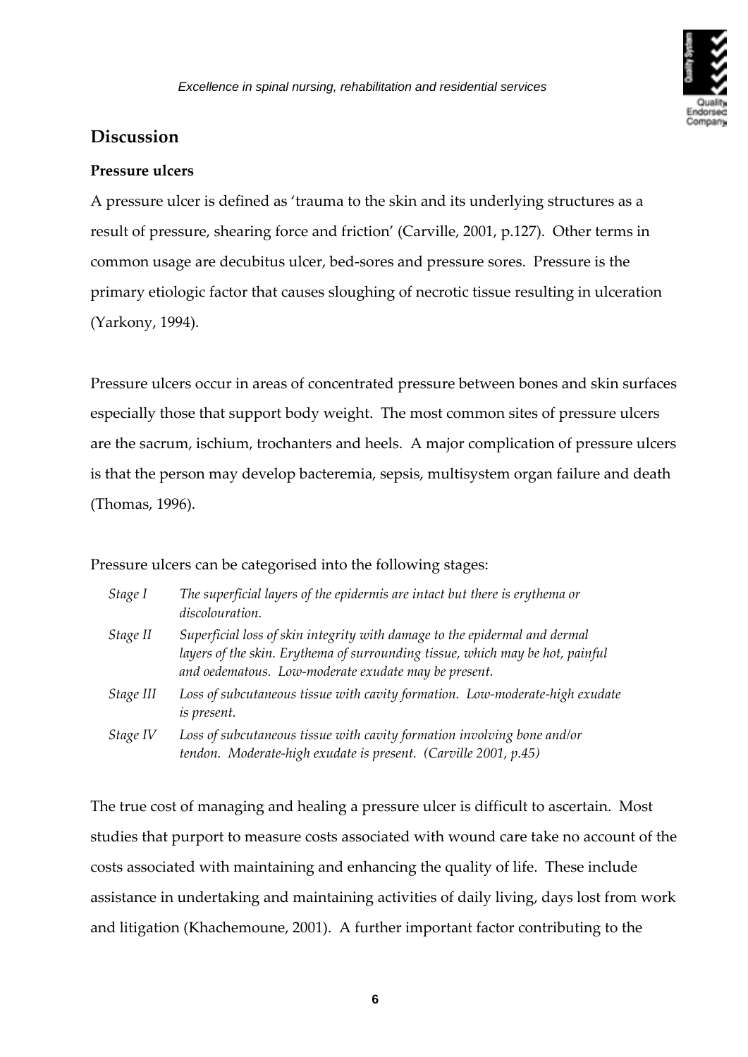## Discussion

### Pressure ulcers

A pressure ulcer is defined as 'trauma to the skin and its underlying structures as a result of pressure, shearing force and friction' (Carville, 2001, p.127). Other terms in common usage are decubitus ulcer, bed-sores and pressure sores. Pressure is the primary etiologic factor that causes sloughing of necrotic tissue resulting in ulceration (Yarkony, 1994).

Pressure ulcers occur in areas of concentrated pressure between bones and skin surfaces especially those that support body weight. The most common sites of pressure ulcers are the sacrum, ischium, trochanters and heels. A major complication of pressure ulcers is that the person may develop bacteremia, sepsis, multisystem organ failure and death (Thomas, 1996).

Pressure ulcers can be categorised into the following stages:

| | |
|---|---|
| *Stage I* | *The superficial layers of the epidermis are intact but there is erythema or discolouration.* |
| *Stage II* | *Superficial loss of skin integrity with damage to the epidermal and dermal layers of the skin. Erythema of surrounding tissue, which may be hot, painful and oedematous. Low-moderate exudate may be present.* |
| *Stage III* | *Loss of subcutaneous tissue with cavity formation. Low-moderate-high exudate is present.* |
| *Stage IV* | *Loss of subcutaneous tissue with cavity formation involving bone and/or tendon. Moderate-high exudate is present. (Carville 2001, p.45)* |

The true cost of managing and healing a pressure ulcer is difficult to ascertain. Most studies that purport to measure costs associated with wound care take no account of the costs associated with maintaining and enhancing the quality of life. These include assistance in undertaking and maintaining activities of daily living, days lost from work and litigation (Khachemoune, 2001). A further important factor contributing to the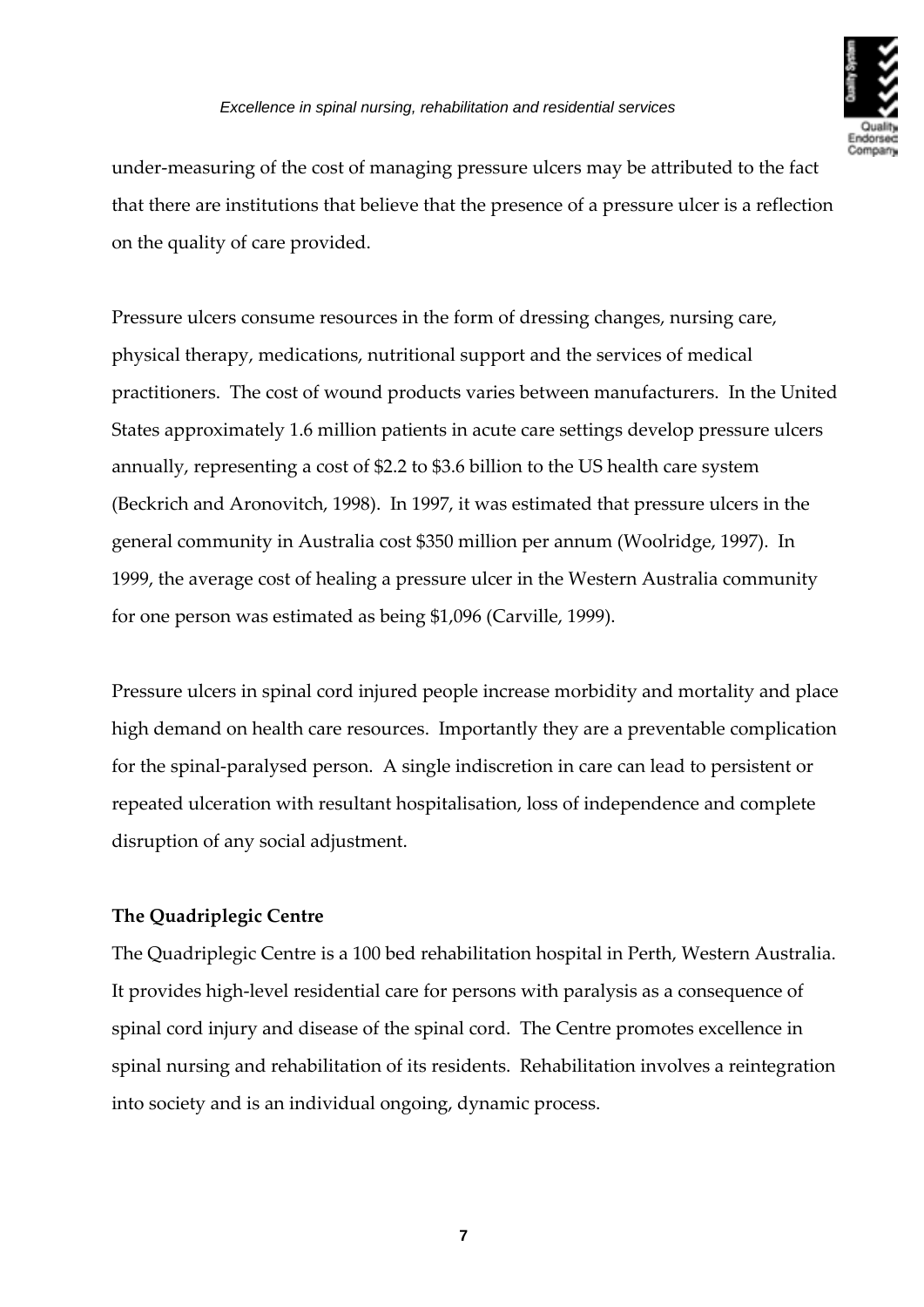under-measuring of the cost of managing pressure ulcers may be attributed to the fact that there are institutions that believe that the presence of a pressure ulcer is a reflection on the quality of care provided.

Pressure ulcers consume resources in the form of dressing changes, nursing care, physical therapy, medications, nutritional support and the services of medical practitioners. The cost of wound products varies between manufacturers. In the United States approximately 1.6 million patients in acute care settings develop pressure ulcers annually, representing a cost of $2.2 to $3.6 billion to the US health care system (Beckrich and Aronovitch, 1998). In 1997, it was estimated that pressure ulcers in the general community in Australia cost $350 million per annum (Woolridge, 1997). In 1999, the average cost of healing a pressure ulcer in the Western Australia community for one person was estimated as being $1,096 (Carville, 1999).

Pressure ulcers in spinal cord injured people increase morbidity and mortality and place high demand on health care resources. Importantly they are a preventable complication for the spinal-paralysed person. A single indiscretion in care can lead to persistent or repeated ulceration with resultant hospitalisation, loss of independence and complete disruption of any social adjustment.

**The Quadriplegic Centre**

The Quadriplegic Centre is a 100 bed rehabilitation hospital in Perth, Western Australia. It provides high-level residential care for persons with paralysis as a consequence of spinal cord injury and disease of the spinal cord. The Centre promotes excellence in spinal nursing and rehabilitation of its residents. Rehabilitation involves a reintegration into society and is an individual ongoing, dynamic process.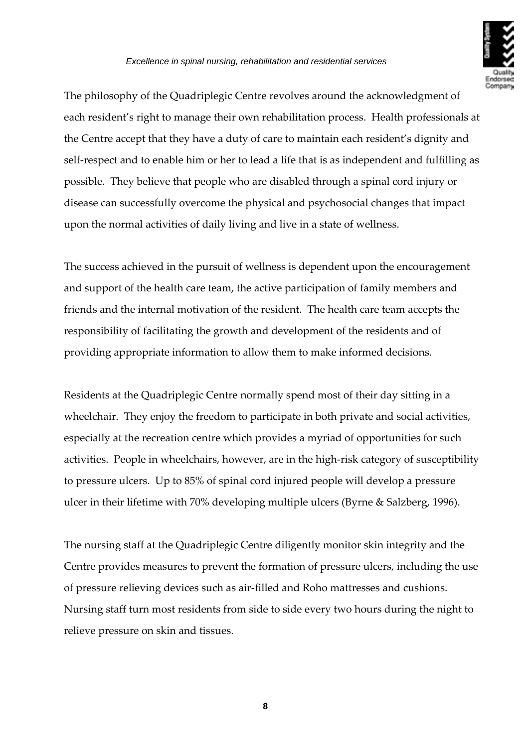The philosophy of the Quadriplegic Centre revolves around the acknowledgment of each resident's right to manage their own rehabilitation process. Health professionals at the Centre accept that they have a duty of care to maintain each resident's dignity and self-respect and to enable him or her to lead a life that is as independent and fulfilling as possible. They believe that people who are disabled through a spinal cord injury or disease can successfully overcome the physical and psychosocial changes that impact upon the normal activities of daily living and live in a state of wellness.

The success achieved in the pursuit of wellness is dependent upon the encouragement and support of the health care team, the active participation of family members and friends and the internal motivation of the resident. The health care team accepts the responsibility of facilitating the growth and development of the residents and of providing appropriate information to allow them to make informed decisions.

Residents at the Quadriplegic Centre normally spend most of their day sitting in a wheelchair. They enjoy the freedom to participate in both private and social activities, especially at the recreation centre which provides a myriad of opportunities for such activities. People in wheelchairs, however, are in the high-risk category of susceptibility to pressure ulcers. Up to 85% of spinal cord injured people will develop a pressure ulcer in their lifetime with 70% developing multiple ulcers (Byrne & Salzberg, 1996).

The nursing staff at the Quadriplegic Centre diligently monitor skin integrity and the Centre provides measures to prevent the formation of pressure ulcers, including the use of pressure relieving devices such as air-filled and Roho mattresses and cushions. Nursing staff turn most residents from side to side every two hours during the night to relieve pressure on skin and tissues.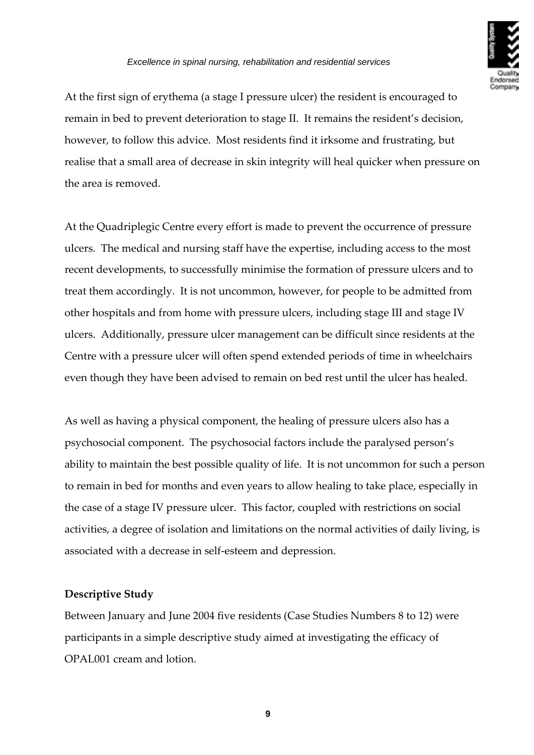At the first sign of erythema (a stage I pressure ulcer) the resident is encouraged to remain in bed to prevent deterioration to stage II. It remains the resident's decision, however, to follow this advice. Most residents find it irksome and frustrating, but realise that a small area of decrease in skin integrity will heal quicker when pressure on the area is removed.

At the Quadriplegic Centre every effort is made to prevent the occurrence of pressure ulcers. The medical and nursing staff have the expertise, including access to the most recent developments, to successfully minimise the formation of pressure ulcers and to treat them accordingly. It is not uncommon, however, for people to be admitted from other hospitals and from home with pressure ulcers, including stage III and stage IV ulcers. Additionally, pressure ulcer management can be difficult since residents at the Centre with a pressure ulcer will often spend extended periods of time in wheelchairs even though they have been advised to remain on bed rest until the ulcer has healed.

As well as having a physical component, the healing of pressure ulcers also has a psychosocial component. The psychosocial factors include the paralysed person's ability to maintain the best possible quality of life. It is not uncommon for such a person to remain in bed for months and even years to allow healing to take place, especially in the case of a stage IV pressure ulcer. This factor, coupled with restrictions on social activities, a degree of isolation and limitations on the normal activities of daily living, is associated with a decrease in self-esteem and depression.

**Descriptive Study**

Between January and June 2004 five residents (Case Studies Numbers 8 to 12) were participants in a simple descriptive study aimed at investigating the efficacy of OPAL001 cream and lotion.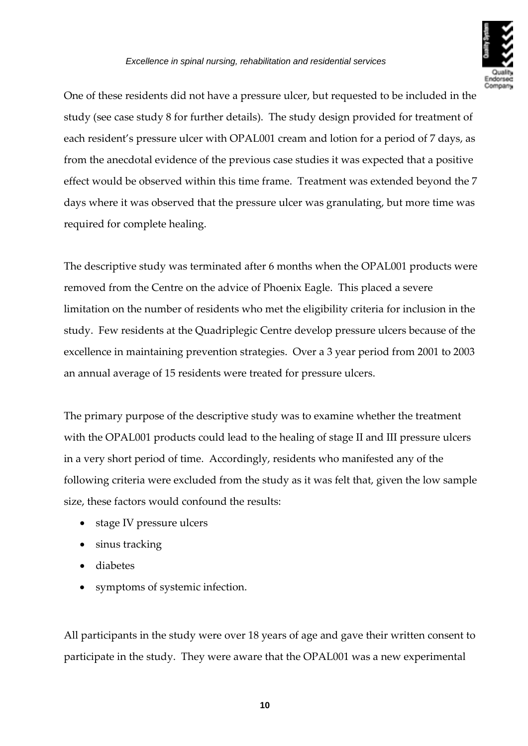One of these residents did not have a pressure ulcer, but requested to be included in the study (see case study 8 for further details). The study design provided for treatment of each resident's pressure ulcer with OPAL001 cream and lotion for a period of 7 days, as from the anecdotal evidence of the previous case studies it was expected that a positive effect would be observed within this time frame. Treatment was extended beyond the 7 days where it was observed that the pressure ulcer was granulating, but more time was required for complete healing.

The descriptive study was terminated after 6 months when the OPAL001 products were removed from the Centre on the advice of Phoenix Eagle. This placed a severe limitation on the number of residents who met the eligibility criteria for inclusion in the study. Few residents at the Quadriplegic Centre develop pressure ulcers because of the excellence in maintaining prevention strategies. Over a 3 year period from 2001 to 2003 an annual average of 15 residents were treated for pressure ulcers.

The primary purpose of the descriptive study was to examine whether the treatment with the OPAL001 products could lead to the healing of stage II and III pressure ulcers in a very short period of time. Accordingly, residents who manifested any of the following criteria were excluded from the study as it was felt that, given the low sample size, these factors would confound the results:

- stage IV pressure ulcers
- sinus tracking
- diabetes
- symptoms of systemic infection.

All participants in the study were over 18 years of age and gave their written consent to participate in the study. They were aware that the OPAL001 was a new experimental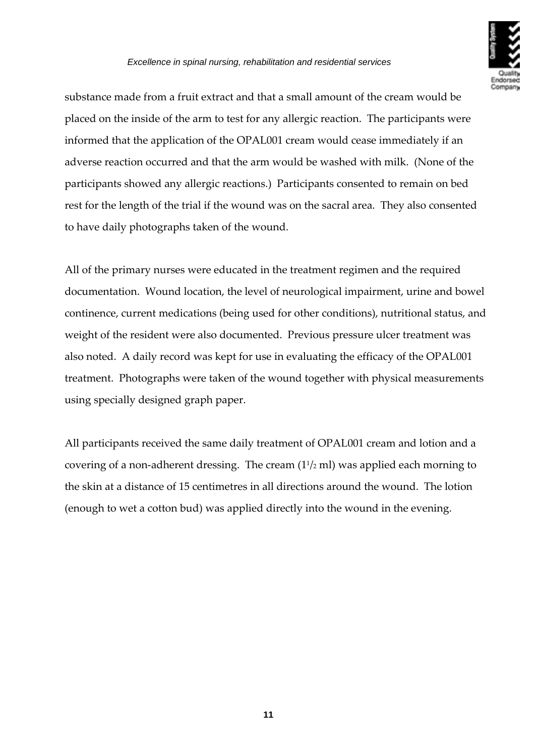substance made from a fruit extract and that a small amount of the cream would be placed on the inside of the arm to test for any allergic reaction. The participants were informed that the application of the OPAL001 cream would cease immediately if an adverse reaction occurred and that the arm would be washed with milk. (None of the participants showed any allergic reactions.) Participants consented to remain on bed rest for the length of the trial if the wound was on the sacral area. They also consented to have daily photographs taken of the wound.

All of the primary nurses were educated in the treatment regimen and the required documentation. Wound location, the level of neurological impairment, urine and bowel continence, current medications (being used for other conditions), nutritional status, and weight of the resident were also documented. Previous pressure ulcer treatment was also noted. A daily record was kept for use in evaluating the efficacy of the OPAL001 treatment. Photographs were taken of the wound together with physical measurements using specially designed graph paper.

All participants received the same daily treatment of OPAL001 cream and lotion and a covering of a non-adherent dressing. The cream ($1^1/_2$ ml) was applied each morning to the skin at a distance of 15 centimetres in all directions around the wound. The lotion (enough to wet a cotton bud) was applied directly into the wound in the evening.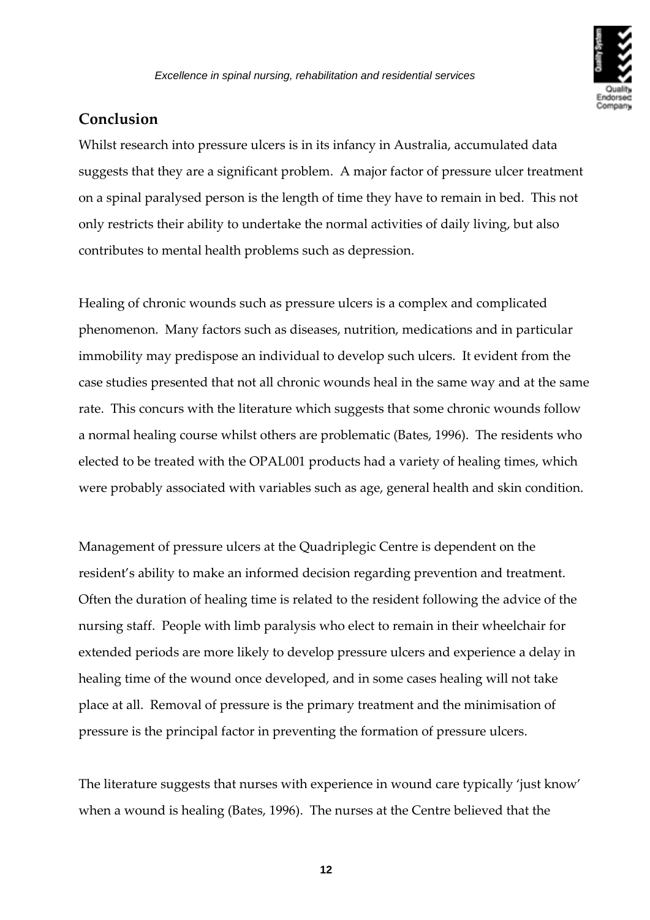## Conclusion

Whilst research into pressure ulcers is in its infancy in Australia, accumulated data suggests that they are a significant problem. A major factor of pressure ulcer treatment on a spinal paralysed person is the length of time they have to remain in bed. This not only restricts their ability to undertake the normal activities of daily living, but also contributes to mental health problems such as depression.

Healing of chronic wounds such as pressure ulcers is a complex and complicated phenomenon. Many factors such as diseases, nutrition, medications and in particular immobility may predispose an individual to develop such ulcers. It evident from the case studies presented that not all chronic wounds heal in the same way and at the same rate. This concurs with the literature which suggests that some chronic wounds follow a normal healing course whilst others are problematic (Bates, 1996). The residents who elected to be treated with the OPAL001 products had a variety of healing times, which were probably associated with variables such as age, general health and skin condition.

Management of pressure ulcers at the Quadriplegic Centre is dependent on the resident's ability to make an informed decision regarding prevention and treatment. Often the duration of healing time is related to the resident following the advice of the nursing staff. People with limb paralysis who elect to remain in their wheelchair for extended periods are more likely to develop pressure ulcers and experience a delay in healing time of the wound once developed, and in some cases healing will not take place at all. Removal of pressure is the primary treatment and the minimisation of pressure is the principal factor in preventing the formation of pressure ulcers.

The literature suggests that nurses with experience in wound care typically 'just know' when a wound is healing (Bates, 1996). The nurses at the Centre believed that the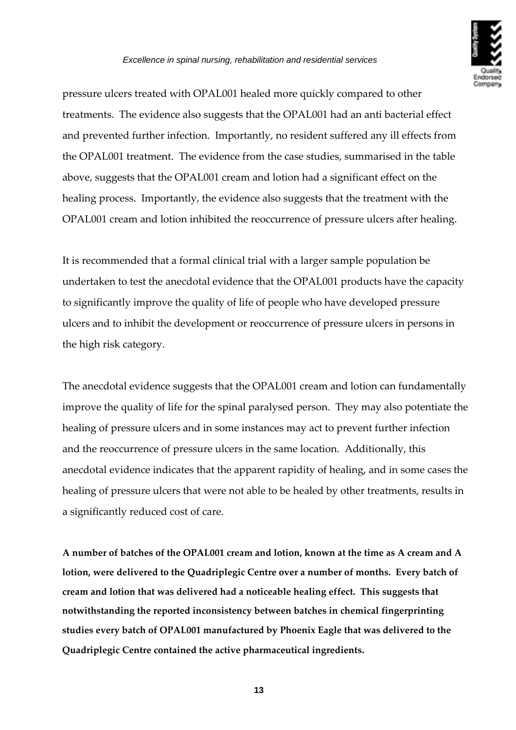pressure ulcers treated with OPAL001 healed more quickly compared to other treatments. The evidence also suggests that the OPAL001 had an anti bacterial effect and prevented further infection. Importantly, no resident suffered any ill effects from the OPAL001 treatment. The evidence from the case studies, summarised in the table above, suggests that the OPAL001 cream and lotion had a significant effect on the healing process. Importantly, the evidence also suggests that the treatment with the OPAL001 cream and lotion inhibited the reoccurrence of pressure ulcers after healing.

It is recommended that a formal clinical trial with a larger sample population be undertaken to test the anecdotal evidence that the OPAL001 products have the capacity to significantly improve the quality of life of people who have developed pressure ulcers and to inhibit the development or reoccurrence of pressure ulcers in persons in the high risk category.

The anecdotal evidence suggests that the OPAL001 cream and lotion can fundamentally improve the quality of life for the spinal paralysed person. They may also potentiate the healing of pressure ulcers and in some instances may act to prevent further infection and the reoccurrence of pressure ulcers in the same location. Additionally, this anecdotal evidence indicates that the apparent rapidity of healing, and in some cases the healing of pressure ulcers that were not able to be healed by other treatments, results in a significantly reduced cost of care.

**A number of batches of the OPAL001 cream and lotion, known at the time as A cream and A lotion, were delivered to the Quadriplegic Centre over a number of months. Every batch of cream and lotion that was delivered had a noticeable healing effect. This suggests that notwithstanding the reported inconsistency between batches in chemical fingerprinting studies every batch of OPAL001 manufactured by Phoenix Eagle that was delivered to the Quadriplegic Centre contained the active pharmaceutical ingredients.**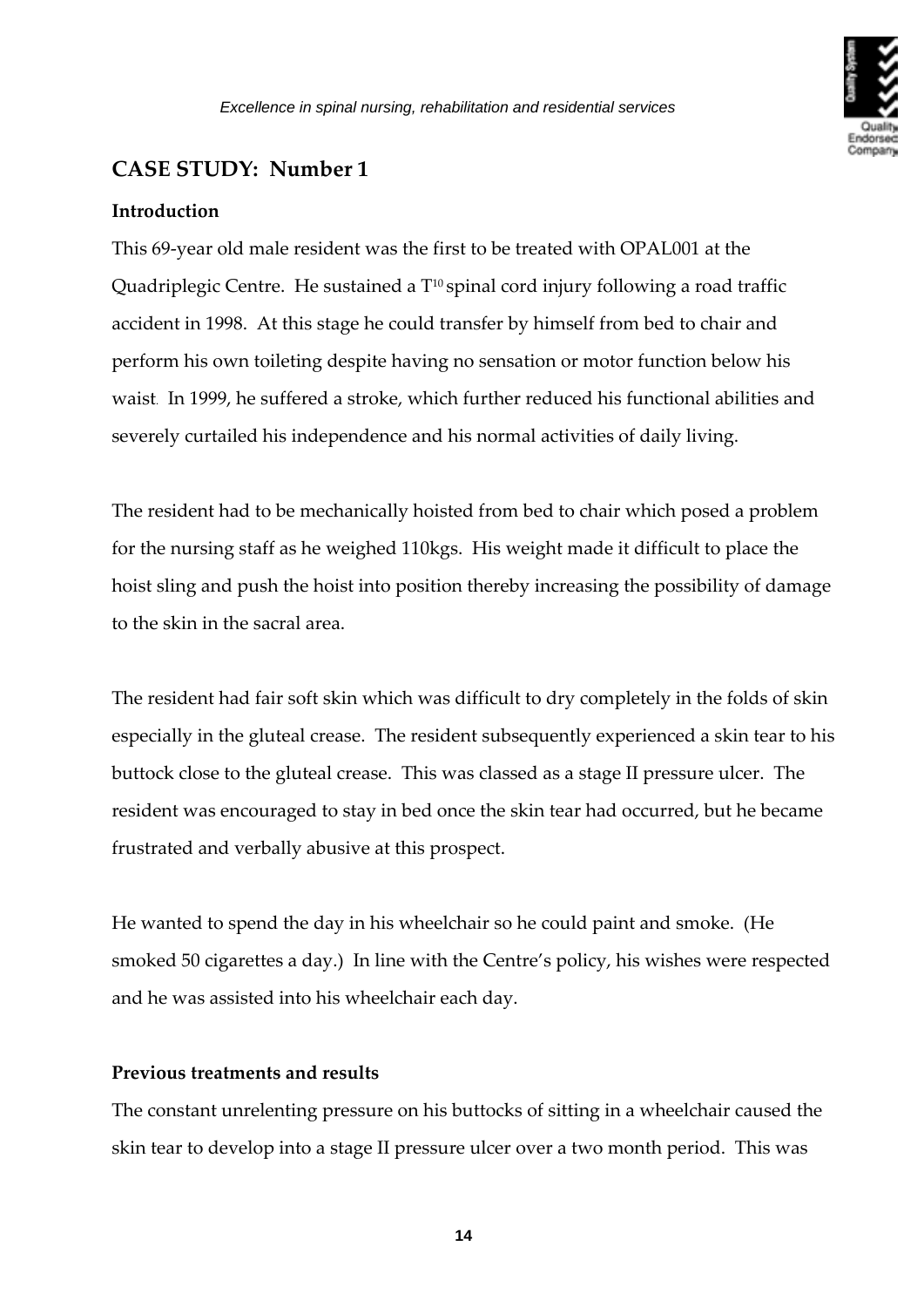## CASE STUDY: Number 1

### Introduction

This 69-year old male resident was the first to be treated with OPAL001 at the Quadriplegic Centre. He sustained a $T^{10}$ spinal cord injury following a road traffic accident in 1998. At this stage he could transfer by himself from bed to chair and perform his own toileting despite having no sensation or motor function below his waist. In 1999, he suffered a stroke, which further reduced his functional abilities and severely curtailed his independence and his normal activities of daily living.

The resident had to be mechanically hoisted from bed to chair which posed a problem for the nursing staff as he weighed 110kgs. His weight made it difficult to place the hoist sling and push the hoist into position thereby increasing the possibility of damage to the skin in the sacral area.

The resident had fair soft skin which was difficult to dry completely in the folds of skin especially in the gluteal crease. The resident subsequently experienced a skin tear to his buttock close to the gluteal crease. This was classed as a stage II pressure ulcer. The resident was encouraged to stay in bed once the skin tear had occurred, but he became frustrated and verbally abusive at this prospect.

He wanted to spend the day in his wheelchair so he could paint and smoke. (He smoked 50 cigarettes a day.) In line with the Centre's policy, his wishes were respected and he was assisted into his wheelchair each day.

### Previous treatments and results

The constant unrelenting pressure on his buttocks of sitting in a wheelchair caused the skin tear to develop into a stage II pressure ulcer over a two month period. This was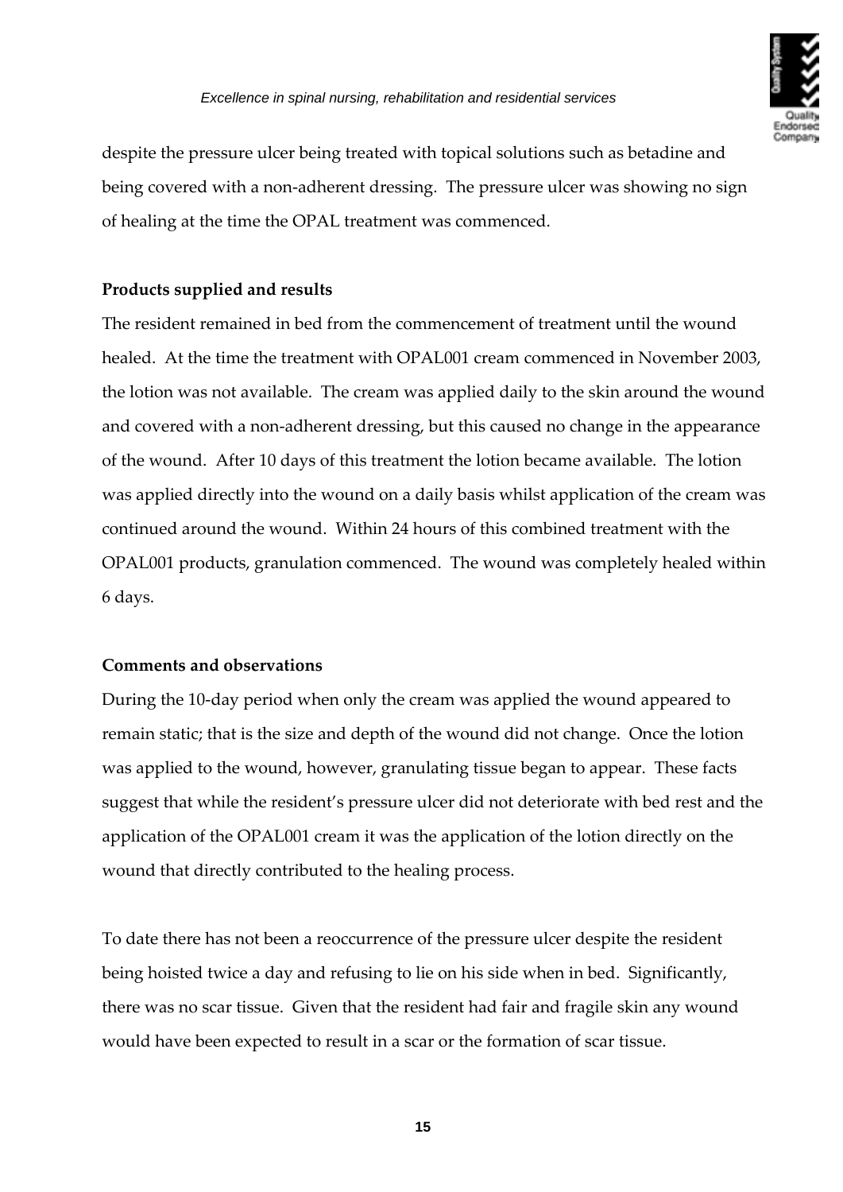despite the pressure ulcer being treated with topical solutions such as betadine and being covered with a non-adherent dressing. The pressure ulcer was showing no sign of healing at the time the OPAL treatment was commenced.

**Products supplied and results**

The resident remained in bed from the commencement of treatment until the wound healed. At the time the treatment with OPAL001 cream commenced in November 2003, the lotion was not available. The cream was applied daily to the skin around the wound and covered with a non-adherent dressing, but this caused no change in the appearance of the wound. After 10 days of this treatment the lotion became available. The lotion was applied directly into the wound on a daily basis whilst application of the cream was continued around the wound. Within 24 hours of this combined treatment with the OPAL001 products, granulation commenced. The wound was completely healed within 6 days.

**Comments and observations**

During the 10-day period when only the cream was applied the wound appeared to remain static; that is the size and depth of the wound did not change. Once the lotion was applied to the wound, however, granulating tissue began to appear. These facts suggest that while the resident's pressure ulcer did not deteriorate with bed rest and the application of the OPAL001 cream it was the application of the lotion directly on the wound that directly contributed to the healing process.

To date there has not been a reoccurrence of the pressure ulcer despite the resident being hoisted twice a day and refusing to lie on his side when in bed. Significantly, there was no scar tissue. Given that the resident had fair and fragile skin any wound would have been expected to result in a scar or the formation of scar tissue.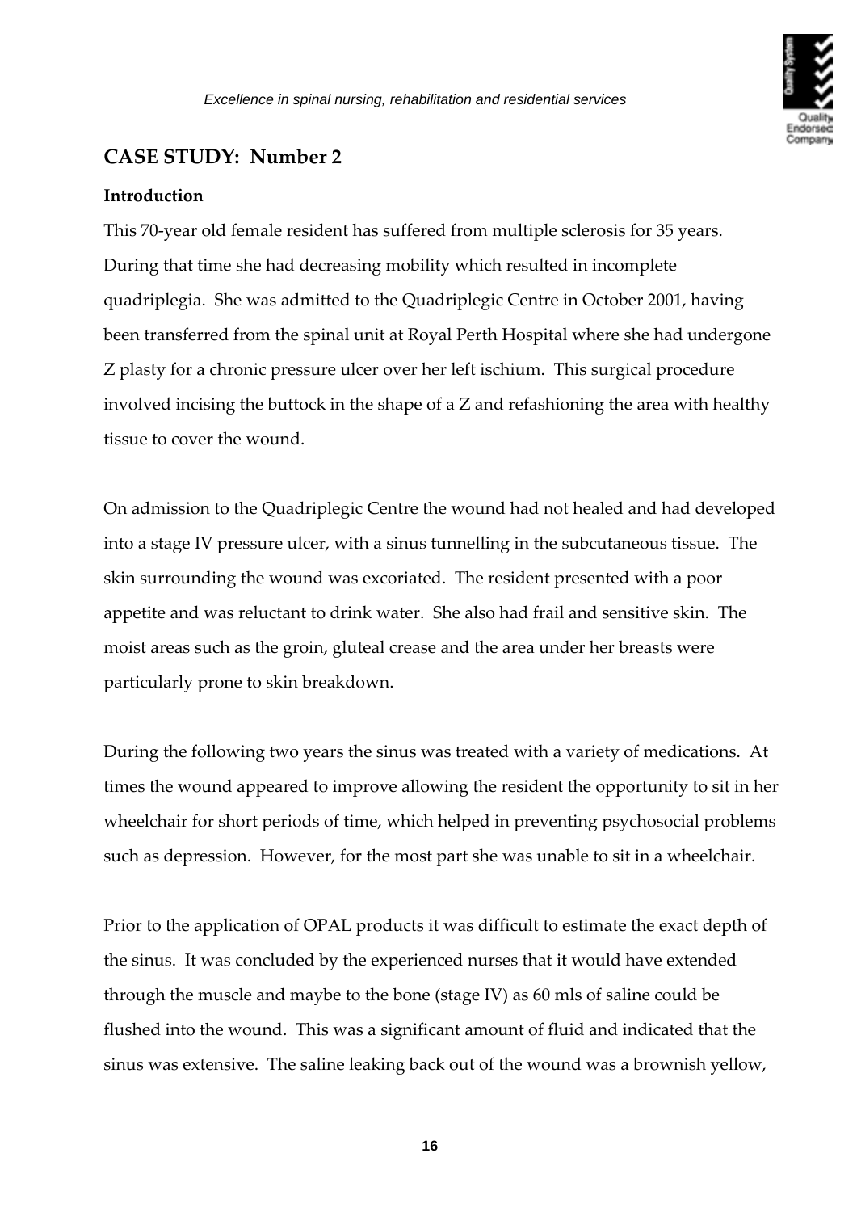## CASE STUDY: Number 2

### Introduction

This 70-year old female resident has suffered from multiple sclerosis for 35 years. During that time she had decreasing mobility which resulted in incomplete quadriplegia. She was admitted to the Quadriplegic Centre in October 2001, having been transferred from the spinal unit at Royal Perth Hospital where she had undergone Z plasty for a chronic pressure ulcer over her left ischium. This surgical procedure involved incising the buttock in the shape of a Z and refashioning the area with healthy tissue to cover the wound.

On admission to the Quadriplegic Centre the wound had not healed and had developed into a stage IV pressure ulcer, with a sinus tunnelling in the subcutaneous tissue. The skin surrounding the wound was excoriated. The resident presented with a poor appetite and was reluctant to drink water. She also had frail and sensitive skin. The moist areas such as the groin, gluteal crease and the area under her breasts were particularly prone to skin breakdown.

During the following two years the sinus was treated with a variety of medications. At times the wound appeared to improve allowing the resident the opportunity to sit in her wheelchair for short periods of time, which helped in preventing psychosocial problems such as depression. However, for the most part she was unable to sit in a wheelchair.

Prior to the application of OPAL products it was difficult to estimate the exact depth of the sinus. It was concluded by the experienced nurses that it would have extended through the muscle and maybe to the bone (stage IV) as 60 mls of saline could be flushed into the wound. This was a significant amount of fluid and indicated that the sinus was extensive. The saline leaking back out of the wound was a brownish yellow,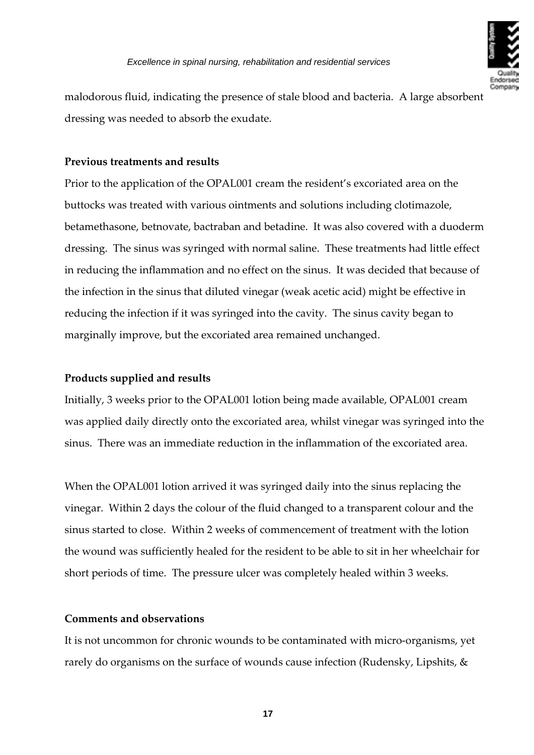malodorous fluid, indicating the presence of stale blood and bacteria. A large absorbent dressing was needed to absorb the exudate.

**Previous treatments and results**

Prior to the application of the OPAL001 cream the resident's excoriated area on the buttocks was treated with various ointments and solutions including clotimazole, betamethasone, betnovate, bactraban and betadine. It was also covered with a duoderm dressing. The sinus was syringed with normal saline. These treatments had little effect in reducing the inflammation and no effect on the sinus. It was decided that because of the infection in the sinus that diluted vinegar (weak acetic acid) might be effective in reducing the infection if it was syringed into the cavity. The sinus cavity began to marginally improve, but the excoriated area remained unchanged.

**Products supplied and results**

Initially, 3 weeks prior to the OPAL001 lotion being made available, OPAL001 cream was applied daily directly onto the excoriated area, whilst vinegar was syringed into the sinus. There was an immediate reduction in the inflammation of the excoriated area.

When the OPAL001 lotion arrived it was syringed daily into the sinus replacing the vinegar. Within 2 days the colour of the fluid changed to a transparent colour and the sinus started to close. Within 2 weeks of commencement of treatment with the lotion the wound was sufficiently healed for the resident to be able to sit in her wheelchair for short periods of time. The pressure ulcer was completely healed within 3 weeks.

**Comments and observations**

It is not uncommon for chronic wounds to be contaminated with micro-organisms, yet rarely do organisms on the surface of wounds cause infection (Rudensky, Lipshits, &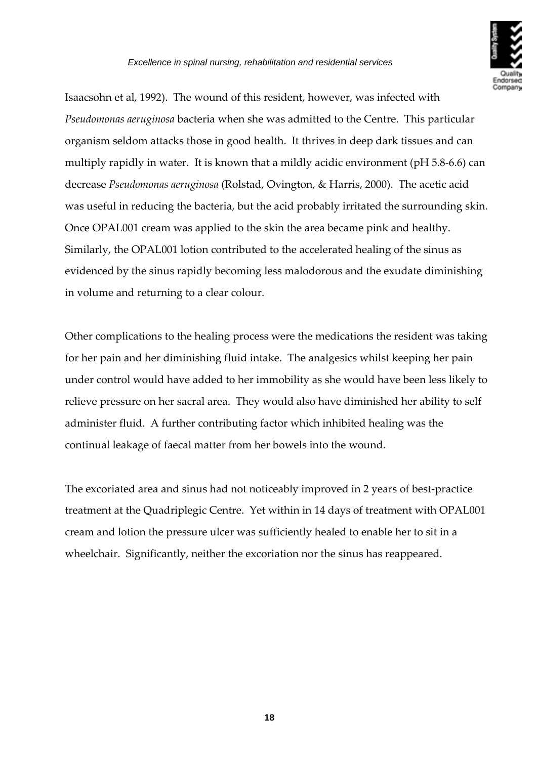Isaacsohn et al, 1992). The wound of this resident, however, was infected with *Pseudomonas aeruginosa* bacteria when she was admitted to the Centre. This particular organism seldom attacks those in good health. It thrives in deep dark tissues and can multiply rapidly in water. It is known that a mildly acidic environment (pH 5.8-6.6) can decrease *Pseudomonas aeruginosa* (Rolstad, Ovington, & Harris, 2000). The acetic acid was useful in reducing the bacteria, but the acid probably irritated the surrounding skin. Once OPAL001 cream was applied to the skin the area became pink and healthy. Similarly, the OPAL001 lotion contributed to the accelerated healing of the sinus as evidenced by the sinus rapidly becoming less malodorous and the exudate diminishing in volume and returning to a clear colour.

Other complications to the healing process were the medications the resident was taking for her pain and her diminishing fluid intake. The analgesics whilst keeping her pain under control would have added to her immobility as she would have been less likely to relieve pressure on her sacral area. They would also have diminished her ability to self administer fluid. A further contributing factor which inhibited healing was the continual leakage of faecal matter from her bowels into the wound.

The excoriated area and sinus had not noticeably improved in 2 years of best-practice treatment at the Quadriplegic Centre. Yet within in 14 days of treatment with OPAL001 cream and lotion the pressure ulcer was sufficiently healed to enable her to sit in a wheelchair. Significantly, neither the excoriation nor the sinus has reappeared.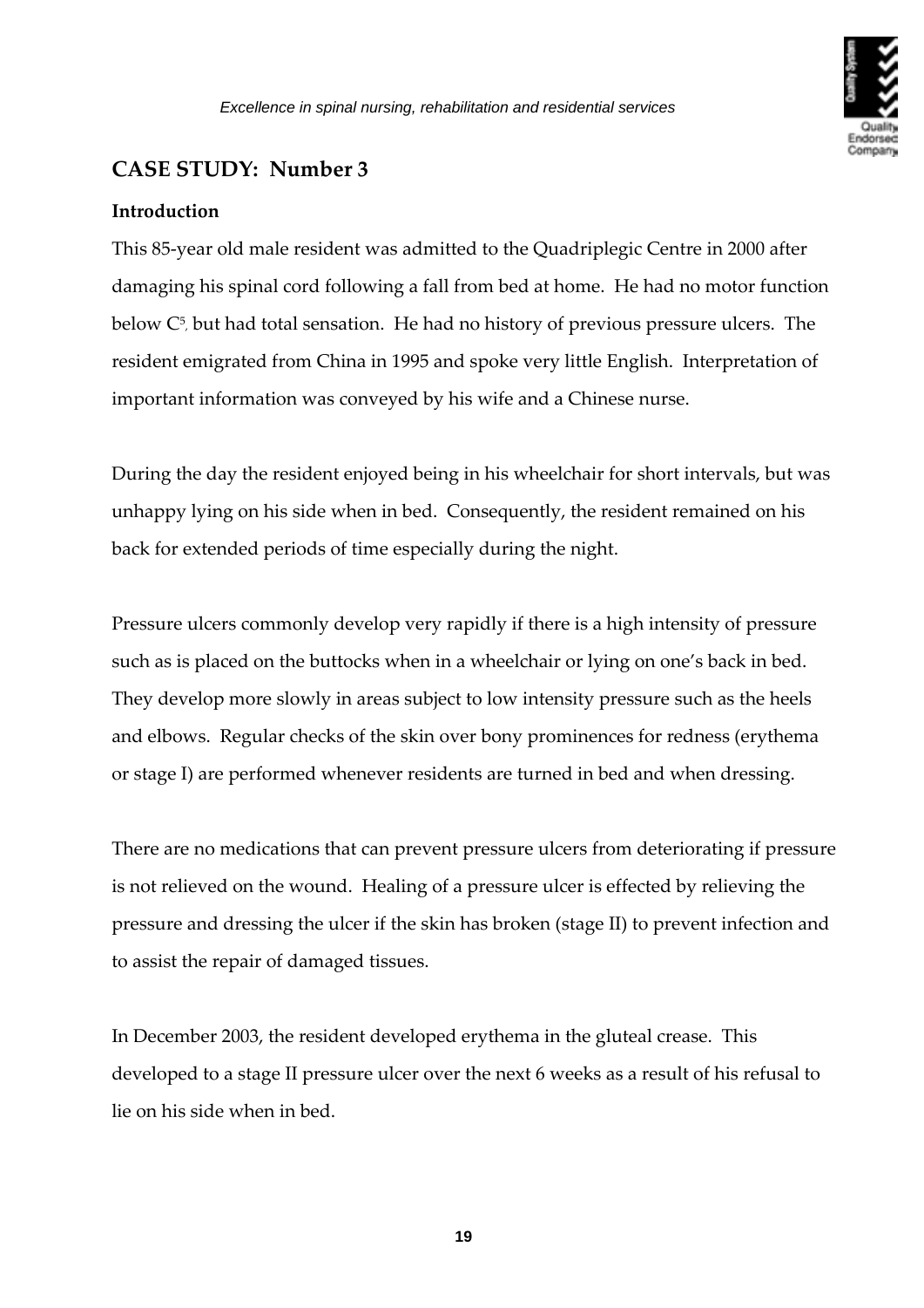## CASE STUDY: Number 3

### Introduction

This 85-year old male resident was admitted to the Quadriplegic Centre in 2000 after damaging his spinal cord following a fall from bed at home. He had no motor function below $C^5$, but had total sensation. He had no history of previous pressure ulcers. The resident emigrated from China in 1995 and spoke very little English. Interpretation of important information was conveyed by his wife and a Chinese nurse.

During the day the resident enjoyed being in his wheelchair for short intervals, but was unhappy lying on his side when in bed. Consequently, the resident remained on his back for extended periods of time especially during the night.

Pressure ulcers commonly develop very rapidly if there is a high intensity of pressure such as is placed on the buttocks when in a wheelchair or lying on one's back in bed. They develop more slowly in areas subject to low intensity pressure such as the heels and elbows. Regular checks of the skin over bony prominences for redness (erythema or stage I) are performed whenever residents are turned in bed and when dressing.

There are no medications that can prevent pressure ulcers from deteriorating if pressure is not relieved on the wound. Healing of a pressure ulcer is effected by relieving the pressure and dressing the ulcer if the skin has broken (stage II) to prevent infection and to assist the repair of damaged tissues.

In December 2003, the resident developed erythema in the gluteal crease. This developed to a stage II pressure ulcer over the next 6 weeks as a result of his refusal to lie on his side when in bed.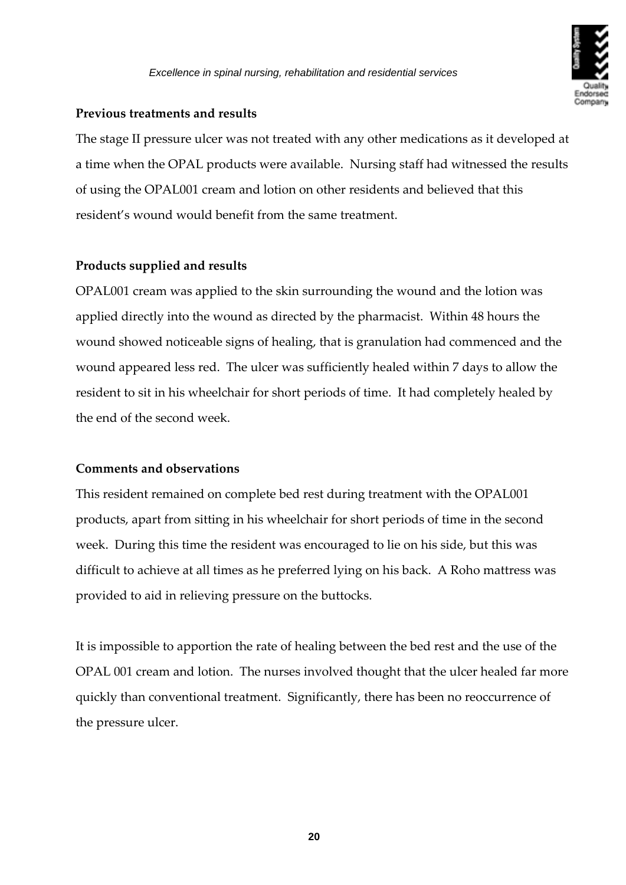### Previous treatments and results

The stage II pressure ulcer was not treated with any other medications as it developed at a time when the OPAL products were available. Nursing staff had witnessed the results of using the OPAL001 cream and lotion on other residents and believed that this resident's wound would benefit from the same treatment.

### Products supplied and results

OPAL001 cream was applied to the skin surrounding the wound and the lotion was applied directly into the wound as directed by the pharmacist. Within 48 hours the wound showed noticeable signs of healing, that is granulation had commenced and the wound appeared less red. The ulcer was sufficiently healed within 7 days to allow the resident to sit in his wheelchair for short periods of time. It had completely healed by the end of the second week.

### Comments and observations

This resident remained on complete bed rest during treatment with the OPAL001 products, apart from sitting in his wheelchair for short periods of time in the second week. During this time the resident was encouraged to lie on his side, but this was difficult to achieve at all times as he preferred lying on his back. A Roho mattress was provided to aid in relieving pressure on the buttocks.

It is impossible to apportion the rate of healing between the bed rest and the use of the OPAL 001 cream and lotion. The nurses involved thought that the ulcer healed far more quickly than conventional treatment. Significantly, there has been no reoccurrence of the pressure ulcer.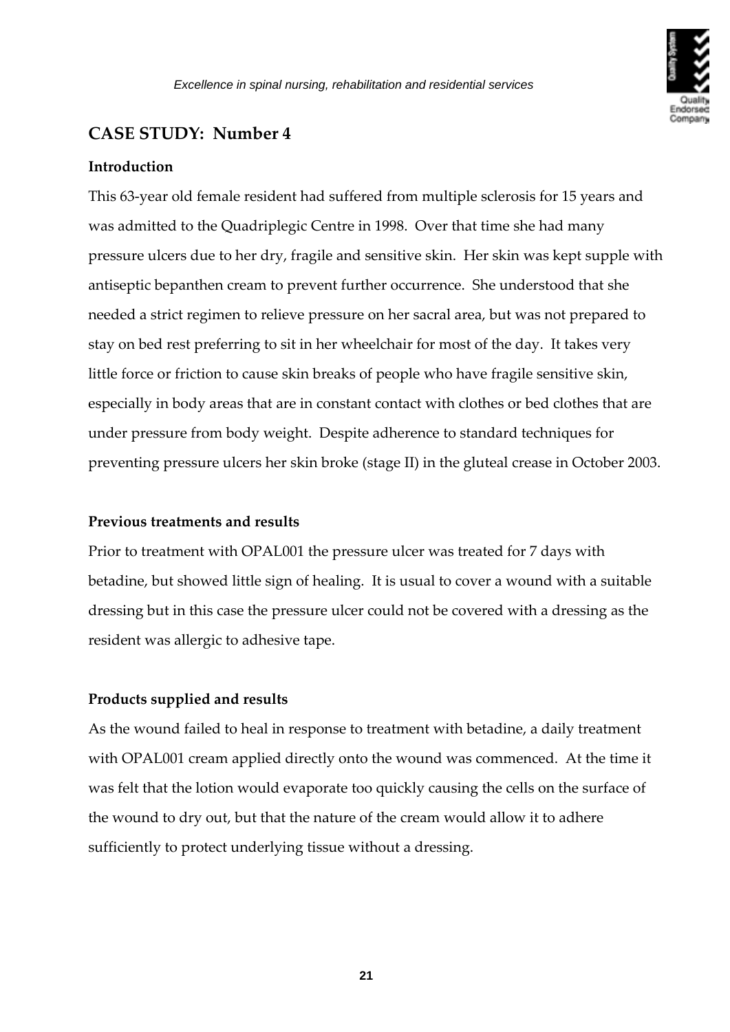## CASE STUDY: Number 4

### Introduction

This 63-year old female resident had suffered from multiple sclerosis for 15 years and was admitted to the Quadriplegic Centre in 1998. Over that time she had many pressure ulcers due to her dry, fragile and sensitive skin. Her skin was kept supple with antiseptic bepanthen cream to prevent further occurrence. She understood that she needed a strict regimen to relieve pressure on her sacral area, but was not prepared to stay on bed rest preferring to sit in her wheelchair for most of the day. It takes very little force or friction to cause skin breaks of people who have fragile sensitive skin, especially in body areas that are in constant contact with clothes or bed clothes that are under pressure from body weight. Despite adherence to standard techniques for preventing pressure ulcers her skin broke (stage II) in the gluteal crease in October 2003.

### Previous treatments and results

Prior to treatment with OPAL001 the pressure ulcer was treated for 7 days with betadine, but showed little sign of healing. It is usual to cover a wound with a suitable dressing but in this case the pressure ulcer could not be covered with a dressing as the resident was allergic to adhesive tape.

### Products supplied and results

As the wound failed to heal in response to treatment with betadine, a daily treatment with OPAL001 cream applied directly onto the wound was commenced. At the time it was felt that the lotion would evaporate too quickly causing the cells on the surface of the wound to dry out, but that the nature of the cream would allow it to adhere sufficiently to protect underlying tissue without a dressing.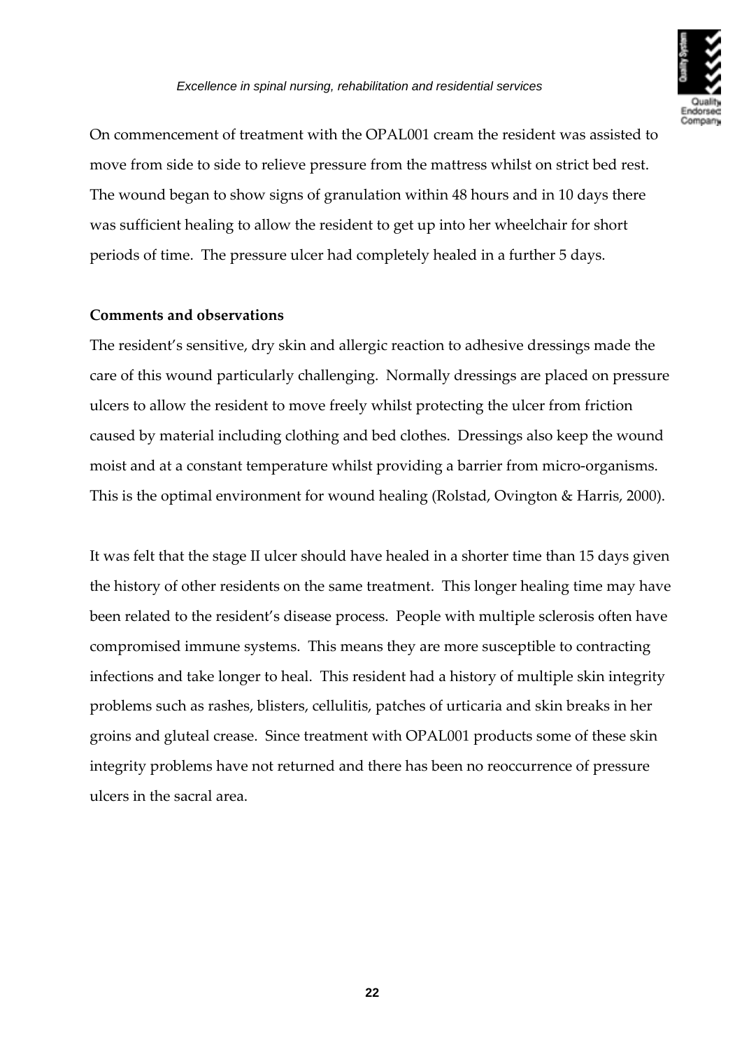On commencement of treatment with the OPAL001 cream the resident was assisted to move from side to side to relieve pressure from the mattress whilst on strict bed rest. The wound began to show signs of granulation within 48 hours and in 10 days there was sufficient healing to allow the resident to get up into her wheelchair for short periods of time. The pressure ulcer had completely healed in a further 5 days.

**Comments and observations**

The resident's sensitive, dry skin and allergic reaction to adhesive dressings made the care of this wound particularly challenging. Normally dressings are placed on pressure ulcers to allow the resident to move freely whilst protecting the ulcer from friction caused by material including clothing and bed clothes. Dressings also keep the wound moist and at a constant temperature whilst providing a barrier from micro-organisms. This is the optimal environment for wound healing (Rolstad, Ovington & Harris, 2000).

It was felt that the stage II ulcer should have healed in a shorter time than 15 days given the history of other residents on the same treatment. This longer healing time may have been related to the resident's disease process. People with multiple sclerosis often have compromised immune systems. This means they are more susceptible to contracting infections and take longer to heal. This resident had a history of multiple skin integrity problems such as rashes, blisters, cellulitis, patches of urticaria and skin breaks in her groins and gluteal crease. Since treatment with OPAL001 products some of these skin integrity problems have not returned and there has been no reoccurrence of pressure ulcers in the sacral area.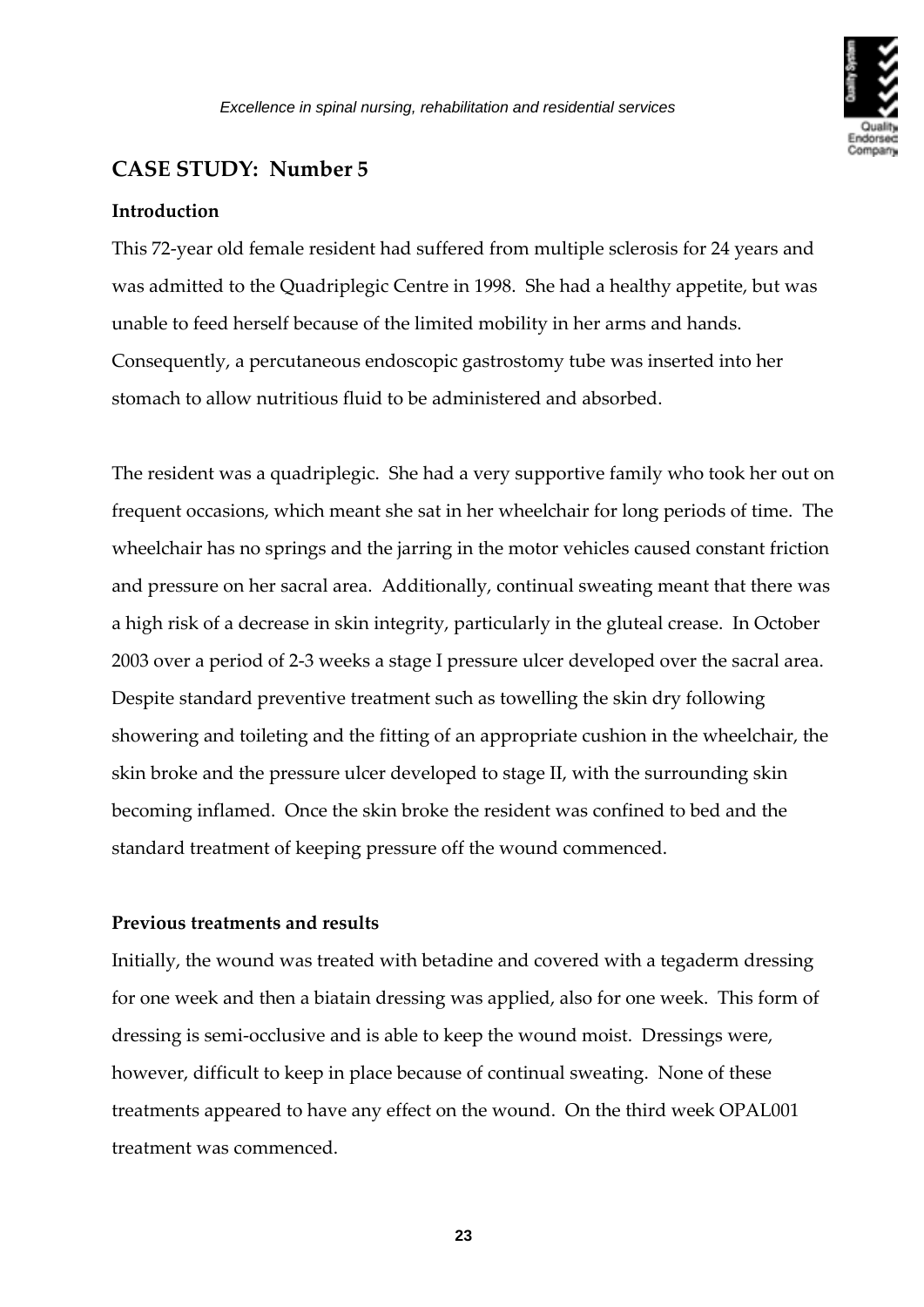## CASE STUDY: Number 5

### Introduction

This 72-year old female resident had suffered from multiple sclerosis for 24 years and was admitted to the Quadriplegic Centre in 1998. She had a healthy appetite, but was unable to feed herself because of the limited mobility in her arms and hands. Consequently, a percutaneous endoscopic gastrostomy tube was inserted into her stomach to allow nutritious fluid to be administered and absorbed.

The resident was a quadriplegic. She had a very supportive family who took her out on frequent occasions, which meant she sat in her wheelchair for long periods of time. The wheelchair has no springs and the jarring in the motor vehicles caused constant friction and pressure on her sacral area. Additionally, continual sweating meant that there was a high risk of a decrease in skin integrity, particularly in the gluteal crease. In October 2003 over a period of 2-3 weeks a stage I pressure ulcer developed over the sacral area. Despite standard preventive treatment such as towelling the skin dry following showering and toileting and the fitting of an appropriate cushion in the wheelchair, the skin broke and the pressure ulcer developed to stage II, with the surrounding skin becoming inflamed. Once the skin broke the resident was confined to bed and the standard treatment of keeping pressure off the wound commenced.

### Previous treatments and results

Initially, the wound was treated with betadine and covered with a tegaderm dressing for one week and then a biatain dressing was applied, also for one week. This form of dressing is semi-occlusive and is able to keep the wound moist. Dressings were, however, difficult to keep in place because of continual sweating. None of these treatments appeared to have any effect on the wound. On the third week OPAL001 treatment was commenced.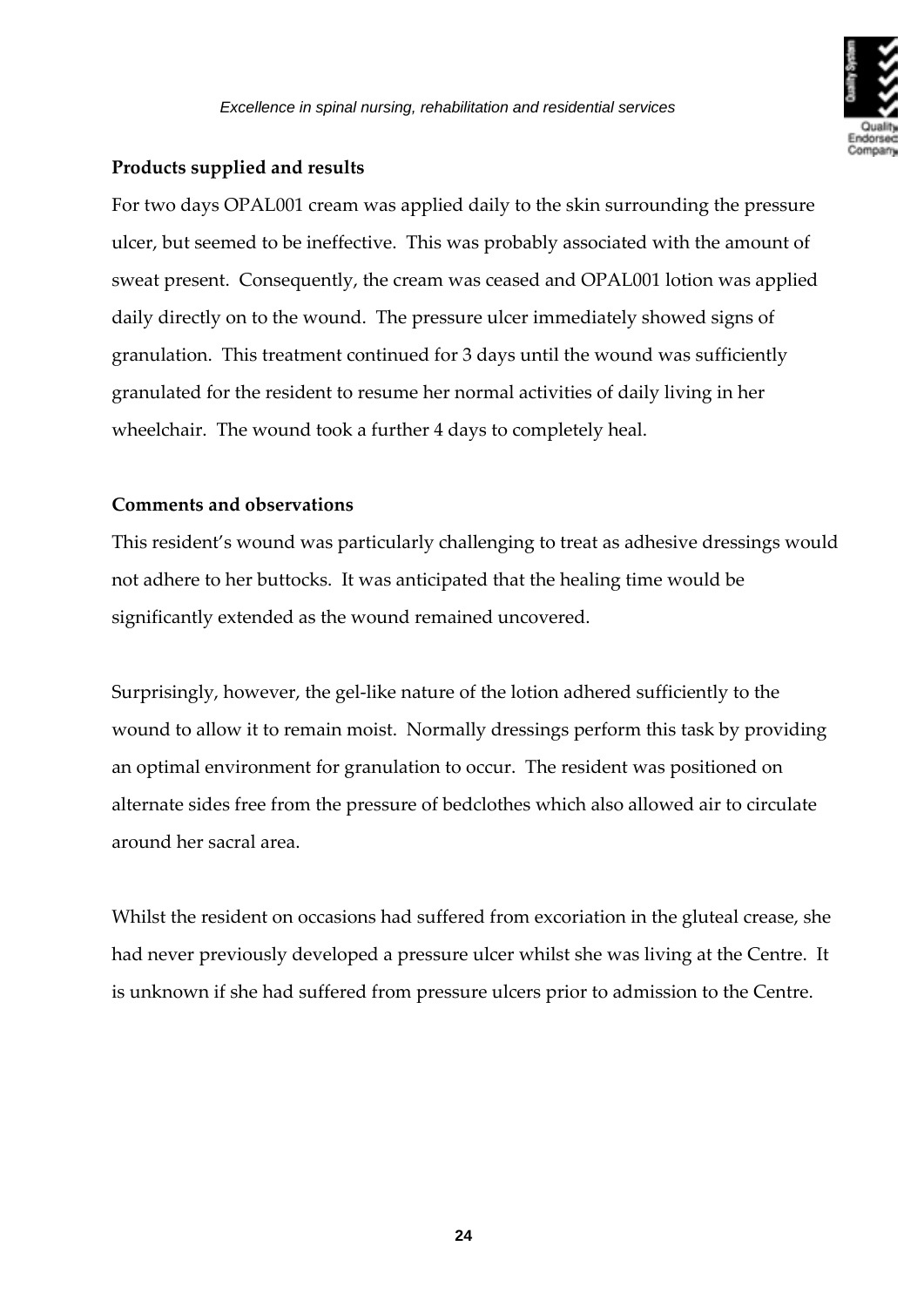**Products supplied and results**

For two days OPAL001 cream was applied daily to the skin surrounding the pressure ulcer, but seemed to be ineffective. This was probably associated with the amount of sweat present. Consequently, the cream was ceased and OPAL001 lotion was applied daily directly on to the wound. The pressure ulcer immediately showed signs of granulation. This treatment continued for 3 days until the wound was sufficiently granulated for the resident to resume her normal activities of daily living in her wheelchair. The wound took a further 4 days to completely heal.

**Comments and observations**

This resident's wound was particularly challenging to treat as adhesive dressings would not adhere to her buttocks. It was anticipated that the healing time would be significantly extended as the wound remained uncovered.

Surprisingly, however, the gel-like nature of the lotion adhered sufficiently to the wound to allow it to remain moist. Normally dressings perform this task by providing an optimal environment for granulation to occur. The resident was positioned on alternate sides free from the pressure of bedclothes which also allowed air to circulate around her sacral area.

Whilst the resident on occasions had suffered from excoriation in the gluteal crease, she had never previously developed a pressure ulcer whilst she was living at the Centre. It is unknown if she had suffered from pressure ulcers prior to admission to the Centre.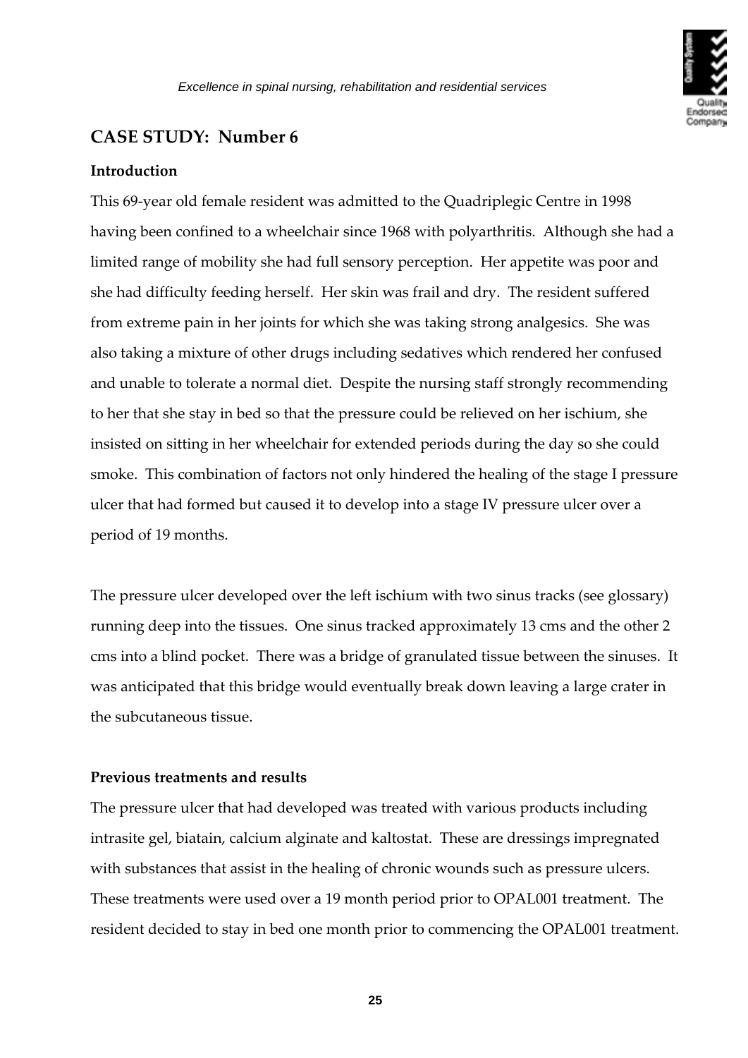## CASE STUDY: Number 6

### Introduction

This 69-year old female resident was admitted to the Quadriplegic Centre in 1998 having been confined to a wheelchair since 1968 with polyarthritis. Although she had a limited range of mobility she had full sensory perception. Her appetite was poor and she had difficulty feeding herself. Her skin was frail and dry. The resident suffered from extreme pain in her joints for which she was taking strong analgesics. She was also taking a mixture of other drugs including sedatives which rendered her confused and unable to tolerate a normal diet. Despite the nursing staff strongly recommending to her that she stay in bed so that the pressure could be relieved on her ischium, she insisted on sitting in her wheelchair for extended periods during the day so she could smoke. This combination of factors not only hindered the healing of the stage I pressure ulcer that had formed but caused it to develop into a stage IV pressure ulcer over a period of 19 months.

The pressure ulcer developed over the left ischium with two sinus tracks (see glossary) running deep into the tissues. One sinus tracked approximately 13 cms and the other 2 cms into a blind pocket. There was a bridge of granulated tissue between the sinuses. It was anticipated that this bridge would eventually break down leaving a large crater in the subcutaneous tissue.

### Previous treatments and results

The pressure ulcer that had developed was treated with various products including intrasite gel, biatain, calcium alginate and kaltostat. These are dressings impregnated with substances that assist in the healing of chronic wounds such as pressure ulcers. These treatments were used over a 19 month period prior to OPAL001 treatment. The resident decided to stay in bed one month prior to commencing the OPAL001 treatment.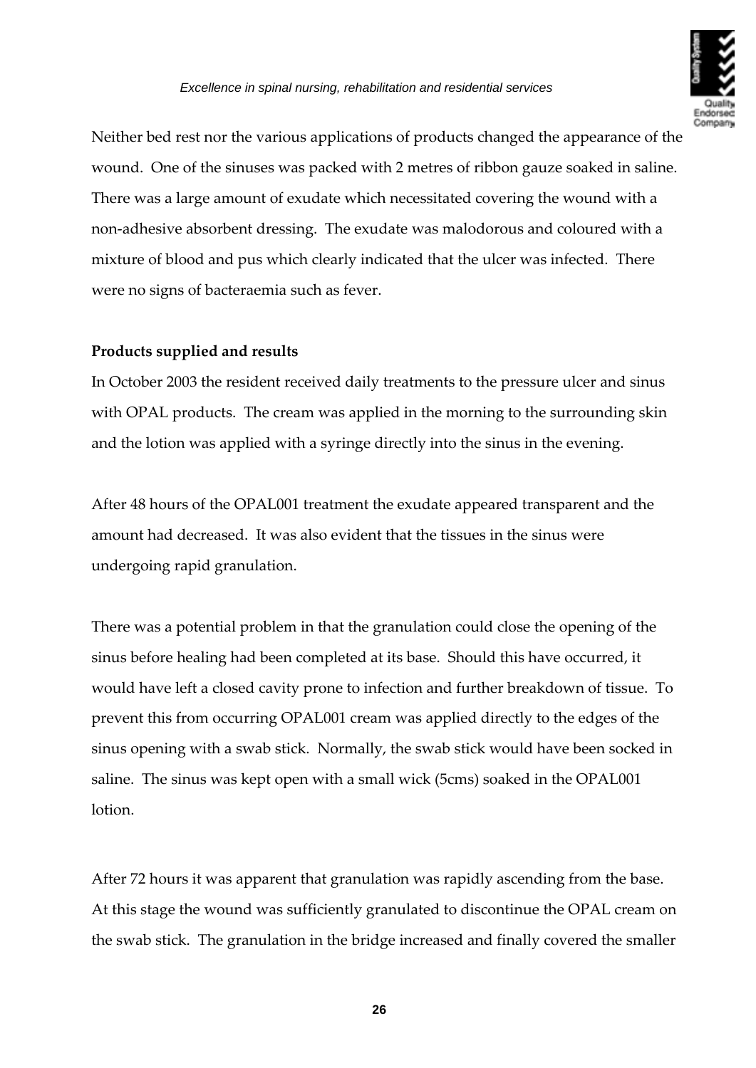Neither bed rest nor the various applications of products changed the appearance of the wound. One of the sinuses was packed with 2 metres of ribbon gauze soaked in saline. There was a large amount of exudate which necessitated covering the wound with a non-adhesive absorbent dressing. The exudate was malodorous and coloured with a mixture of blood and pus which clearly indicated that the ulcer was infected. There were no signs of bacteraemia such as fever.

**Products supplied and results**

In October 2003 the resident received daily treatments to the pressure ulcer and sinus with OPAL products. The cream was applied in the morning to the surrounding skin and the lotion was applied with a syringe directly into the sinus in the evening.

After 48 hours of the OPAL001 treatment the exudate appeared transparent and the amount had decreased. It was also evident that the tissues in the sinus were undergoing rapid granulation.

There was a potential problem in that the granulation could close the opening of the sinus before healing had been completed at its base. Should this have occurred, it would have left a closed cavity prone to infection and further breakdown of tissue. To prevent this from occurring OPAL001 cream was applied directly to the edges of the sinus opening with a swab stick. Normally, the swab stick would have been socked in saline. The sinus was kept open with a small wick (5cms) soaked in the OPAL001 lotion.

After 72 hours it was apparent that granulation was rapidly ascending from the base. At this stage the wound was sufficiently granulated to discontinue the OPAL cream on the swab stick. The granulation in the bridge increased and finally covered the smaller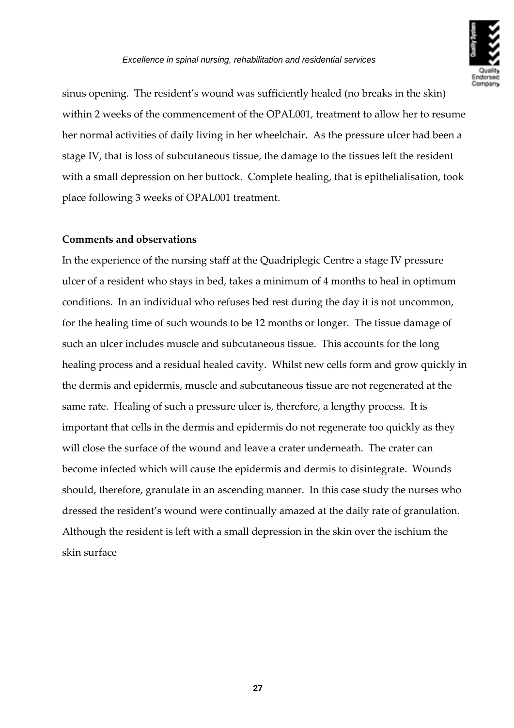sinus opening. The resident's wound was sufficiently healed (no breaks in the skin) within 2 weeks of the commencement of the OPAL001, treatment to allow her to resume her normal activities of daily living in her wheelchair**.** As the pressure ulcer had been a stage IV, that is loss of subcutaneous tissue, the damage to the tissues left the resident with a small depression on her buttock. Complete healing, that is epithelialisation, took place following 3 weeks of OPAL001 treatment.

**Comments and observations**

In the experience of the nursing staff at the Quadriplegic Centre a stage IV pressure ulcer of a resident who stays in bed, takes a minimum of 4 months to heal in optimum conditions. In an individual who refuses bed rest during the day it is not uncommon, for the healing time of such wounds to be 12 months or longer. The tissue damage of such an ulcer includes muscle and subcutaneous tissue. This accounts for the long healing process and a residual healed cavity. Whilst new cells form and grow quickly in the dermis and epidermis, muscle and subcutaneous tissue are not regenerated at the same rate. Healing of such a pressure ulcer is, therefore, a lengthy process. It is important that cells in the dermis and epidermis do not regenerate too quickly as they will close the surface of the wound and leave a crater underneath. The crater can become infected which will cause the epidermis and dermis to disintegrate. Wounds should, therefore, granulate in an ascending manner. In this case study the nurses who dressed the resident's wound were continually amazed at the daily rate of granulation. Although the resident is left with a small depression in the skin over the ischium the skin surface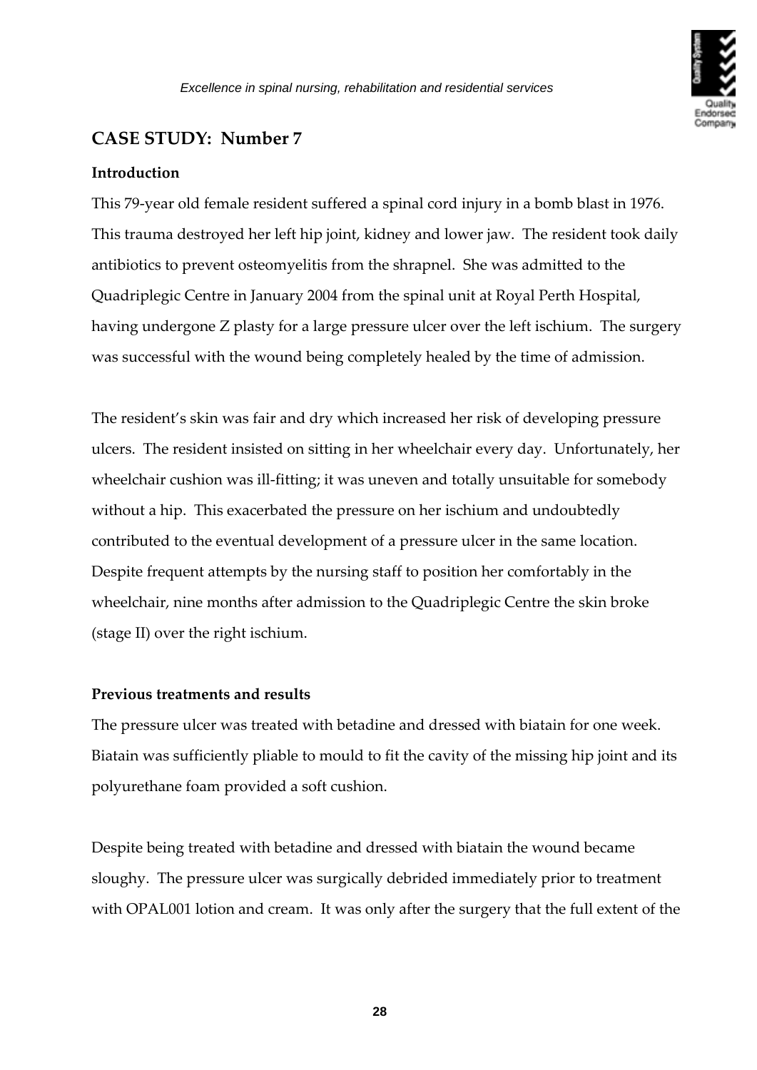## CASE STUDY: Number 7

### Introduction

This 79-year old female resident suffered a spinal cord injury in a bomb blast in 1976. This trauma destroyed her left hip joint, kidney and lower jaw. The resident took daily antibiotics to prevent osteomyelitis from the shrapnel. She was admitted to the Quadriplegic Centre in January 2004 from the spinal unit at Royal Perth Hospital, having undergone Z plasty for a large pressure ulcer over the left ischium. The surgery was successful with the wound being completely healed by the time of admission.

The resident's skin was fair and dry which increased her risk of developing pressure ulcers. The resident insisted on sitting in her wheelchair every day. Unfortunately, her wheelchair cushion was ill-fitting; it was uneven and totally unsuitable for somebody without a hip. This exacerbated the pressure on her ischium and undoubtedly contributed to the eventual development of a pressure ulcer in the same location. Despite frequent attempts by the nursing staff to position her comfortably in the wheelchair, nine months after admission to the Quadriplegic Centre the skin broke (stage II) over the right ischium.

### Previous treatments and results

The pressure ulcer was treated with betadine and dressed with biatain for one week. Biatain was sufficiently pliable to mould to fit the cavity of the missing hip joint and its polyurethane foam provided a soft cushion.

Despite being treated with betadine and dressed with biatain the wound became sloughy. The pressure ulcer was surgically debrided immediately prior to treatment with OPAL001 lotion and cream. It was only after the surgery that the full extent of the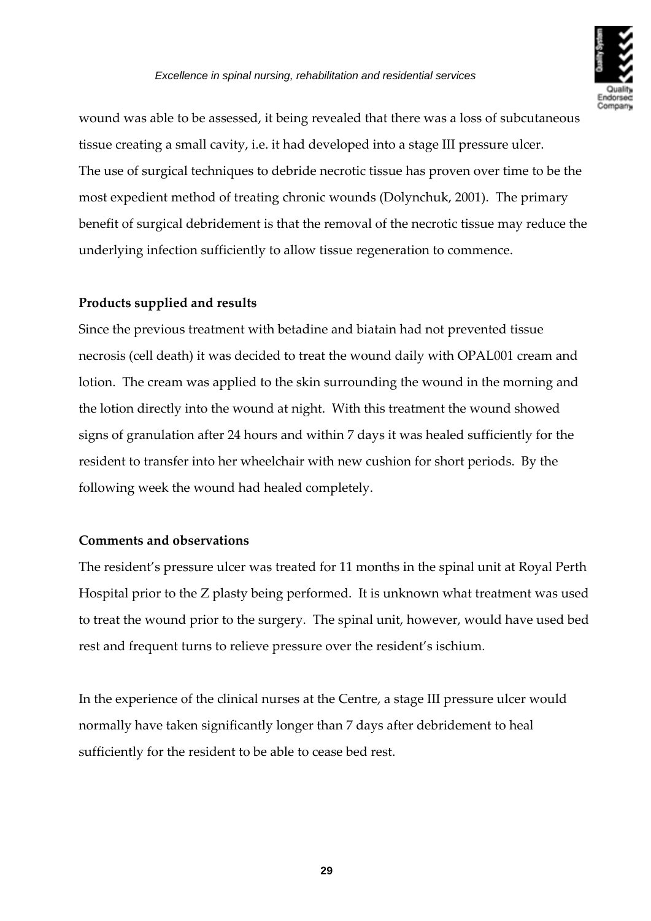wound was able to be assessed, it being revealed that there was a loss of subcutaneous tissue creating a small cavity, i.e. it had developed into a stage III pressure ulcer. The use of surgical techniques to debride necrotic tissue has proven over time to be the most expedient method of treating chronic wounds (Dolynchuk, 2001). The primary benefit of surgical debridement is that the removal of the necrotic tissue may reduce the underlying infection sufficiently to allow tissue regeneration to commence.

**Products supplied and results**

Since the previous treatment with betadine and biatain had not prevented tissue necrosis (cell death) it was decided to treat the wound daily with OPAL001 cream and lotion. The cream was applied to the skin surrounding the wound in the morning and the lotion directly into the wound at night. With this treatment the wound showed signs of granulation after 24 hours and within 7 days it was healed sufficiently for the resident to transfer into her wheelchair with new cushion for short periods. By the following week the wound had healed completely.

**Comments and observations**

The resident's pressure ulcer was treated for 11 months in the spinal unit at Royal Perth Hospital prior to the Z plasty being performed. It is unknown what treatment was used to treat the wound prior to the surgery. The spinal unit, however, would have used bed rest and frequent turns to relieve pressure over the resident's ischium.

In the experience of the clinical nurses at the Centre, a stage III pressure ulcer would normally have taken significantly longer than 7 days after debridement to heal sufficiently for the resident to be able to cease bed rest.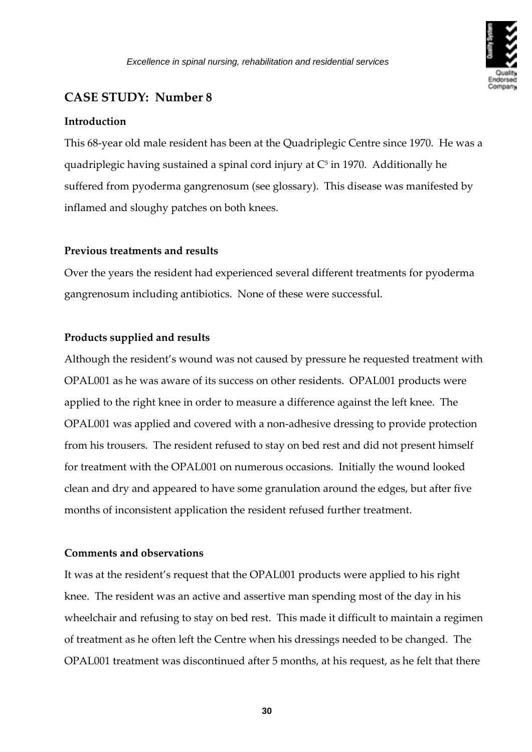## CASE STUDY: Number 8

### Introduction

This 68-year old male resident has been at the Quadriplegic Centre since 1970. He was a quadriplegic having sustained a spinal cord injury at $C^5$ in 1970. Additionally he suffered from pyoderma gangrenosum (see glossary). This disease was manifested by inflamed and sloughy patches on both knees.

### Previous treatments and results

Over the years the resident had experienced several different treatments for pyoderma gangrenosum including antibiotics. None of these were successful.

### Products supplied and results

Although the resident's wound was not caused by pressure he requested treatment with OPAL001 as he was aware of its success on other residents. OPAL001 products were applied to the right knee in order to measure a difference against the left knee. The OPAL001 was applied and covered with a non-adhesive dressing to provide protection from his trousers. The resident refused to stay on bed rest and did not present himself for treatment with the OPAL001 on numerous occasions. Initially the wound looked clean and dry and appeared to have some granulation around the edges, but after five months of inconsistent application the resident refused further treatment.

### Comments and observations

It was at the resident's request that the OPAL001 products were applied to his right knee. The resident was an active and assertive man spending most of the day in his wheelchair and refusing to stay on bed rest. This made it difficult to maintain a regimen of treatment as he often left the Centre when his dressings needed to be changed. The OPAL001 treatment was discontinued after 5 months, at his request, as he felt that there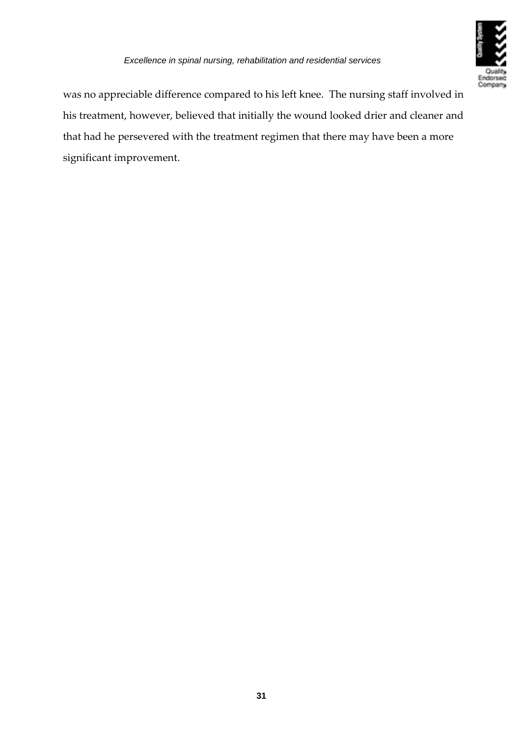was no appreciable difference compared to his left knee. The nursing staff involved in his treatment, however, believed that initially the wound looked drier and cleaner and that had he persevered with the treatment regimen that there may have been a more significant improvement.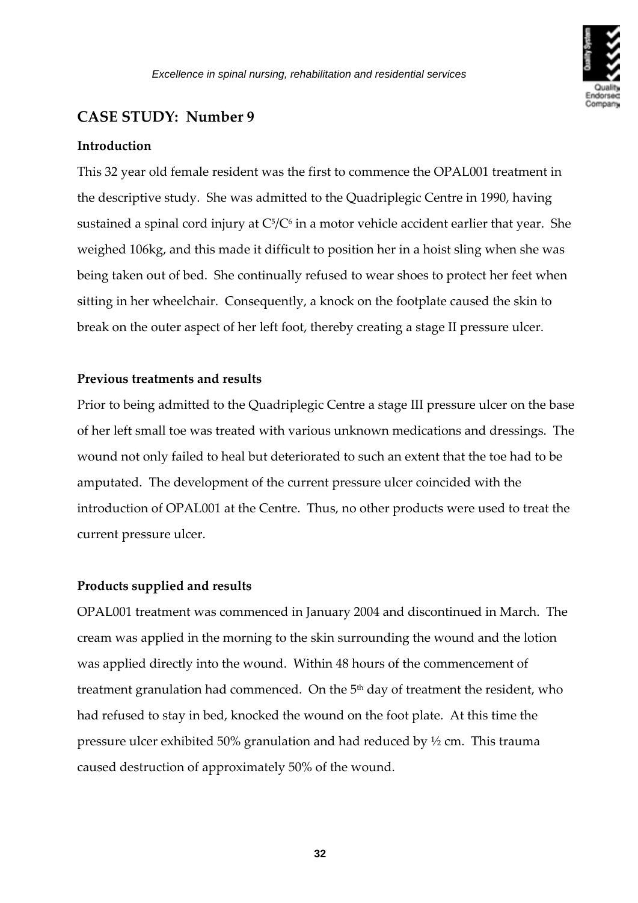## CASE STUDY: Number 9

### Introduction

This 32 year old female resident was the first to commence the OPAL001 treatment in the descriptive study. She was admitted to the Quadriplegic Centre in 1990, having sustained a spinal cord injury at $C^5/C^6$ in a motor vehicle accident earlier that year. She weighed 106kg, and this made it difficult to position her in a hoist sling when she was being taken out of bed. She continually refused to wear shoes to protect her feet when sitting in her wheelchair. Consequently, a knock on the footplate caused the skin to break on the outer aspect of her left foot, thereby creating a stage II pressure ulcer.

### Previous treatments and results

Prior to being admitted to the Quadriplegic Centre a stage III pressure ulcer on the base of her left small toe was treated with various unknown medications and dressings. The wound not only failed to heal but deteriorated to such an extent that the toe had to be amputated. The development of the current pressure ulcer coincided with the introduction of OPAL001 at the Centre. Thus, no other products were used to treat the current pressure ulcer.

### Products supplied and results

OPAL001 treatment was commenced in January 2004 and discontinued in March. The cream was applied in the morning to the skin surrounding the wound and the lotion was applied directly into the wound. Within 48 hours of the commencement of treatment granulation had commenced. On the 5th day of treatment the resident, who had refused to stay in bed, knocked the wound on the foot plate. At this time the pressure ulcer exhibited 50% granulation and had reduced by ½ cm. This trauma caused destruction of approximately 50% of the wound.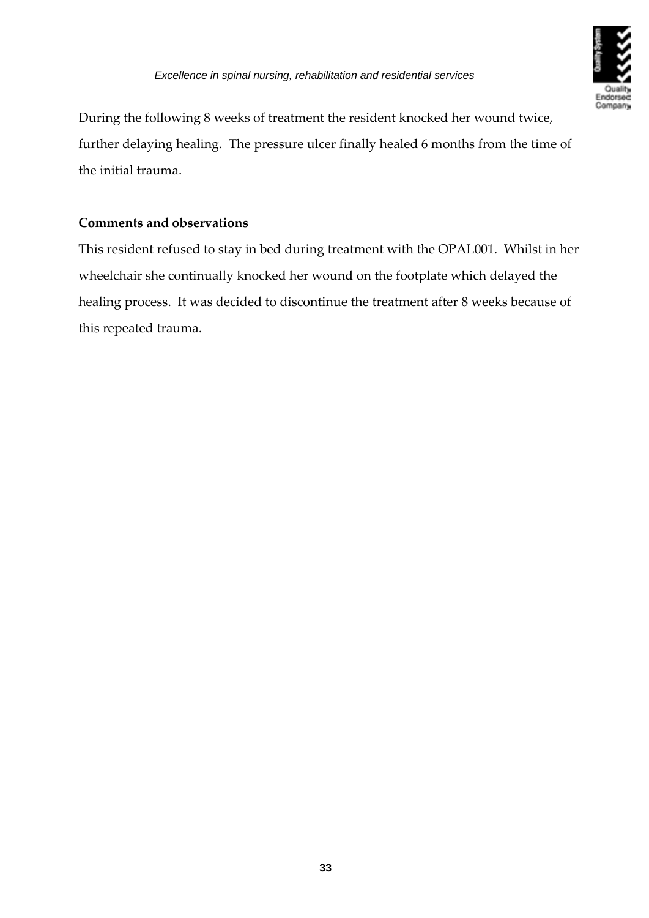During the following 8 weeks of treatment the resident knocked her wound twice, further delaying healing. The pressure ulcer finally healed 6 months from the time of the initial trauma.

**Comments and observations**

This resident refused to stay in bed during treatment with the OPAL001. Whilst in her wheelchair she continually knocked her wound on the footplate which delayed the healing process. It was decided to discontinue the treatment after 8 weeks because of this repeated trauma.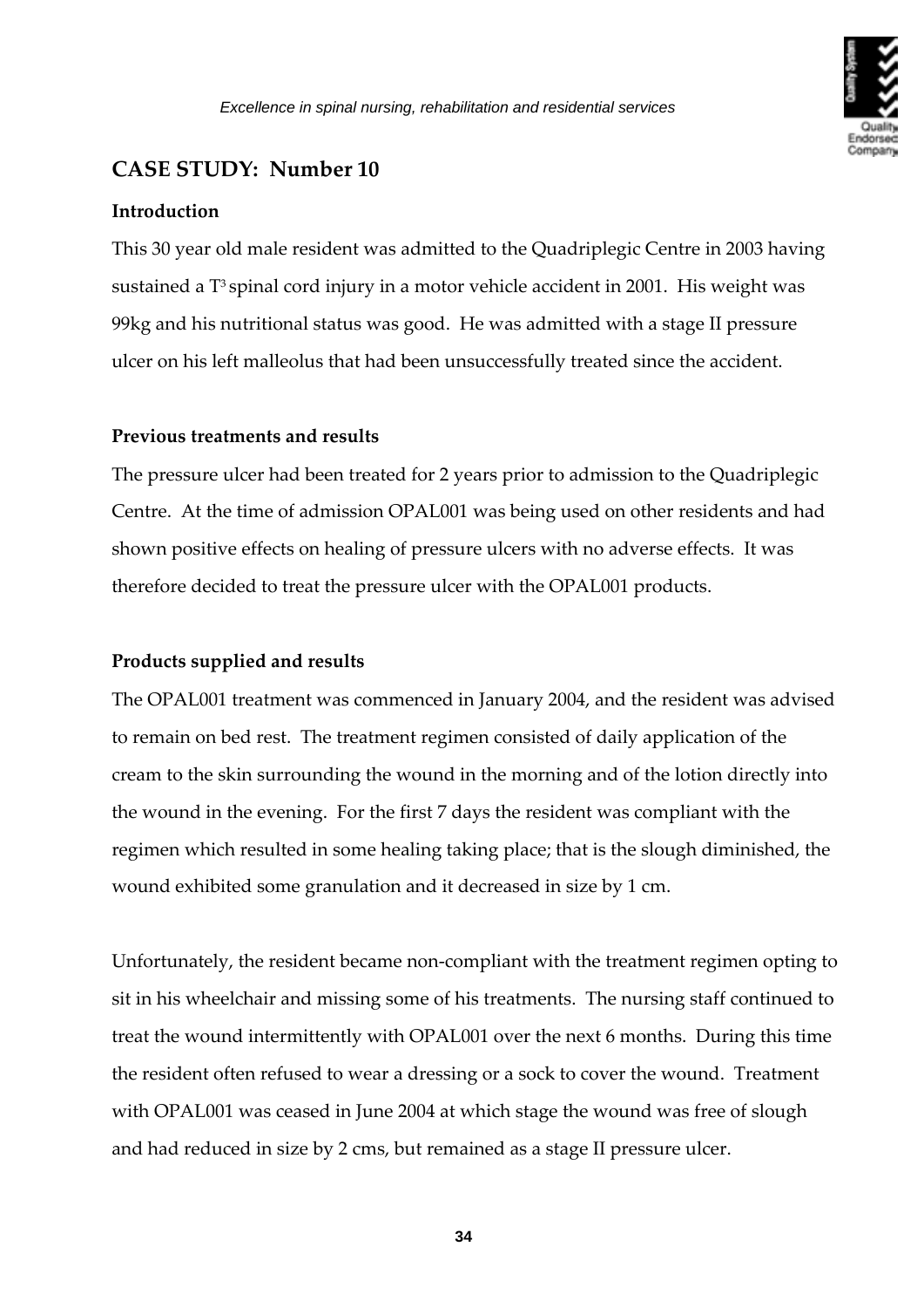## CASE STUDY: Number 10

### Introduction

This 30 year old male resident was admitted to the Quadriplegic Centre in 2003 having sustained a $T^3$ spinal cord injury in a motor vehicle accident in 2001. His weight was 99kg and his nutritional status was good. He was admitted with a stage II pressure ulcer on his left malleolus that had been unsuccessfully treated since the accident.

### Previous treatments and results

The pressure ulcer had been treated for 2 years prior to admission to the Quadriplegic Centre. At the time of admission OPAL001 was being used on other residents and had shown positive effects on healing of pressure ulcers with no adverse effects. It was therefore decided to treat the pressure ulcer with the OPAL001 products.

### Products supplied and results

The OPAL001 treatment was commenced in January 2004, and the resident was advised to remain on bed rest. The treatment regimen consisted of daily application of the cream to the skin surrounding the wound in the morning and of the lotion directly into the wound in the evening. For the first 7 days the resident was compliant with the regimen which resulted in some healing taking place; that is the slough diminished, the wound exhibited some granulation and it decreased in size by 1 cm.

Unfortunately, the resident became non-compliant with the treatment regimen opting to sit in his wheelchair and missing some of his treatments. The nursing staff continued to treat the wound intermittently with OPAL001 over the next 6 months. During this time the resident often refused to wear a dressing or a sock to cover the wound. Treatment with OPAL001 was ceased in June 2004 at which stage the wound was free of slough and had reduced in size by 2 cms, but remained as a stage II pressure ulcer.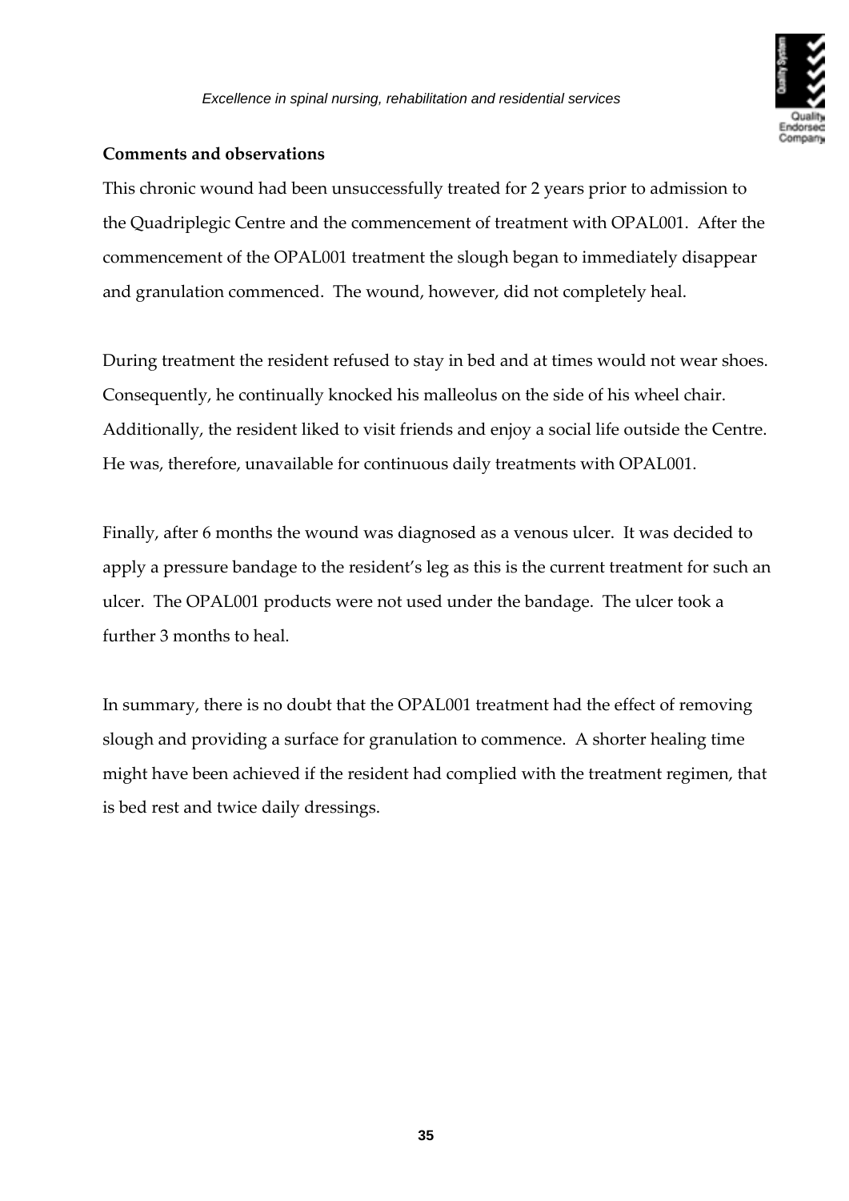**Comments and observations**

This chronic wound had been unsuccessfully treated for 2 years prior to admission to the Quadriplegic Centre and the commencement of treatment with OPAL001. After the commencement of the OPAL001 treatment the slough began to immediately disappear and granulation commenced. The wound, however, did not completely heal.

During treatment the resident refused to stay in bed and at times would not wear shoes. Consequently, he continually knocked his malleolus on the side of his wheel chair. Additionally, the resident liked to visit friends and enjoy a social life outside the Centre. He was, therefore, unavailable for continuous daily treatments with OPAL001.

Finally, after 6 months the wound was diagnosed as a venous ulcer. It was decided to apply a pressure bandage to the resident's leg as this is the current treatment for such an ulcer. The OPAL001 products were not used under the bandage. The ulcer took a further 3 months to heal.

In summary, there is no doubt that the OPAL001 treatment had the effect of removing slough and providing a surface for granulation to commence. A shorter healing time might have been achieved if the resident had complied with the treatment regimen, that is bed rest and twice daily dressings.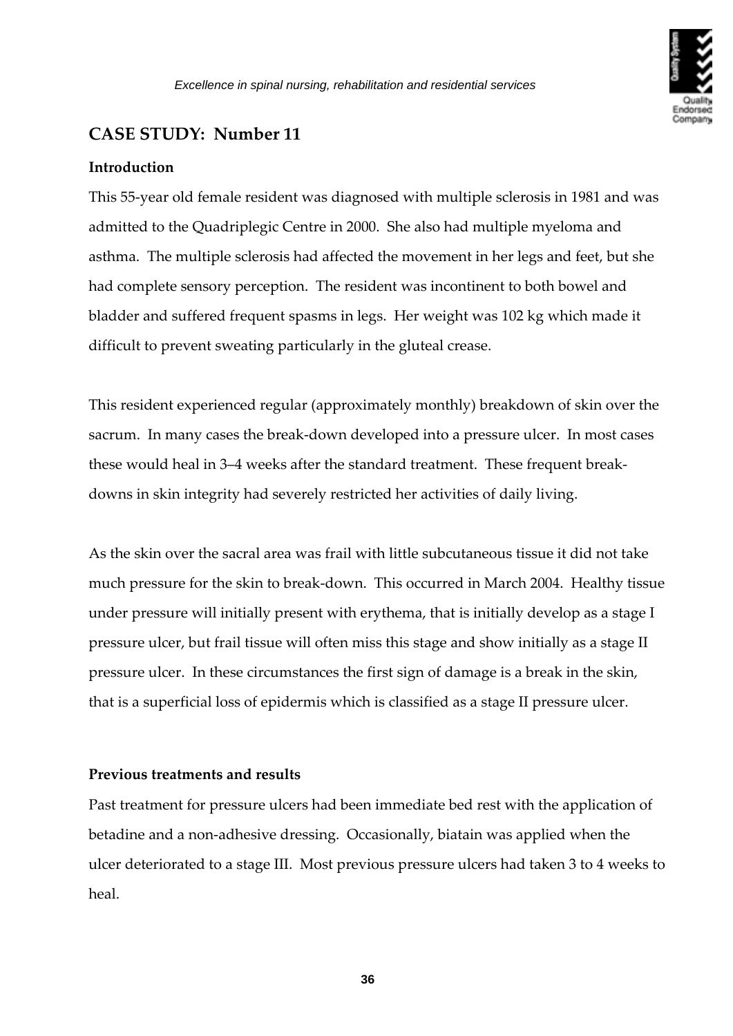## CASE STUDY: Number 11

### Introduction

This 55-year old female resident was diagnosed with multiple sclerosis in 1981 and was admitted to the Quadriplegic Centre in 2000. She also had multiple myeloma and asthma. The multiple sclerosis had affected the movement in her legs and feet, but she had complete sensory perception. The resident was incontinent to both bowel and bladder and suffered frequent spasms in legs. Her weight was 102 kg which made it difficult to prevent sweating particularly in the gluteal crease.

This resident experienced regular (approximately monthly) breakdown of skin over the sacrum. In many cases the break-down developed into a pressure ulcer. In most cases these would heal in 3–4 weeks after the standard treatment. These frequent break-downs in skin integrity had severely restricted her activities of daily living.

As the skin over the sacral area was frail with little subcutaneous tissue it did not take much pressure for the skin to break-down. This occurred in March 2004. Healthy tissue under pressure will initially present with erythema, that is initially develop as a stage I pressure ulcer, but frail tissue will often miss this stage and show initially as a stage II pressure ulcer. In these circumstances the first sign of damage is a break in the skin, that is a superficial loss of epidermis which is classified as a stage II pressure ulcer.

### Previous treatments and results

Past treatment for pressure ulcers had been immediate bed rest with the application of betadine and a non-adhesive dressing. Occasionally, biatain was applied when the ulcer deteriorated to a stage III. Most previous pressure ulcers had taken 3 to 4 weeks to heal.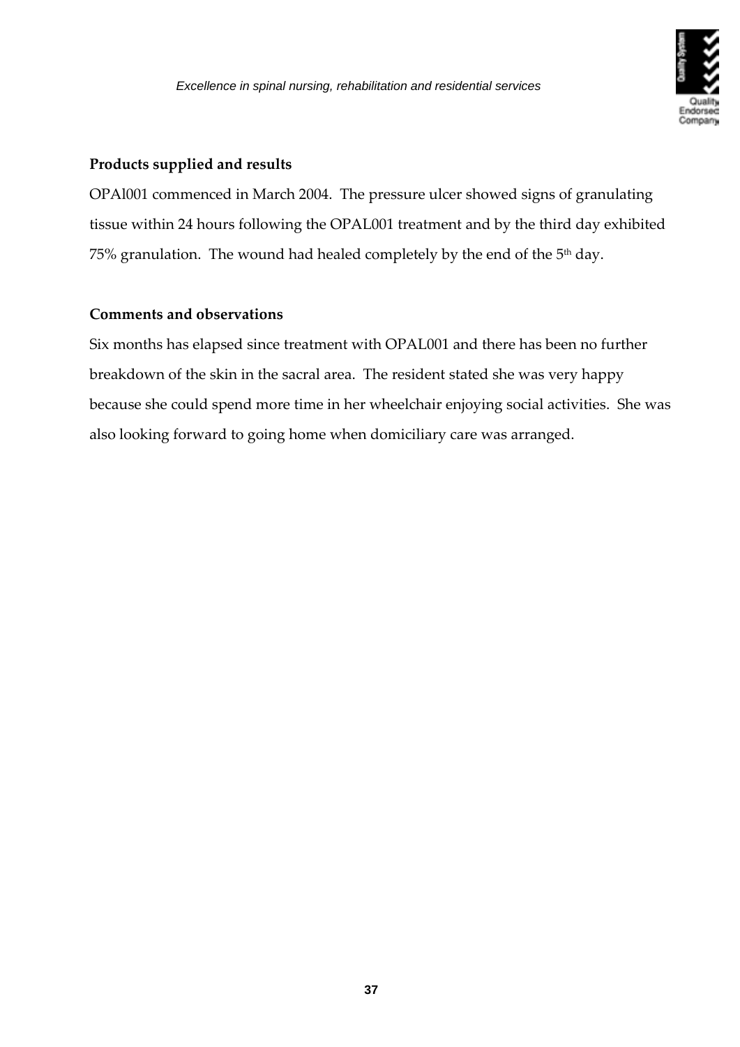### Products supplied and results

OPAl001 commenced in March 2004. The pressure ulcer showed signs of granulating tissue within 24 hours following the OPAL001 treatment and by the third day exhibited 75% granulation. The wound had healed completely by the end of the 5th day.

### Comments and observations

Six months has elapsed since treatment with OPAL001 and there has been no further breakdown of the skin in the sacral area. The resident stated she was very happy because she could spend more time in her wheelchair enjoying social activities. She was also looking forward to going home when domiciliary care was arranged.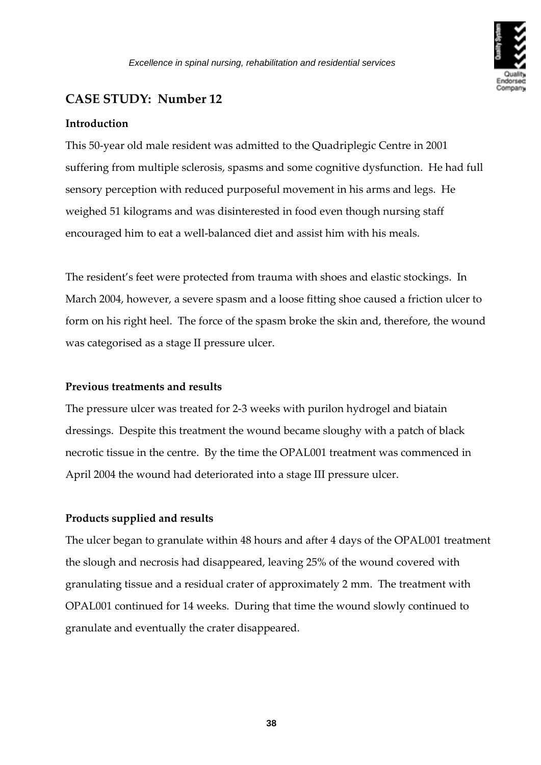## CASE STUDY: Number 12

### Introduction

This 50-year old male resident was admitted to the Quadriplegic Centre in 2001 suffering from multiple sclerosis, spasms and some cognitive dysfunction. He had full sensory perception with reduced purposeful movement in his arms and legs. He weighed 51 kilograms and was disinterested in food even though nursing staff encouraged him to eat a well-balanced diet and assist him with his meals.

The resident's feet were protected from trauma with shoes and elastic stockings. In March 2004, however, a severe spasm and a loose fitting shoe caused a friction ulcer to form on his right heel. The force of the spasm broke the skin and, therefore, the wound was categorised as a stage II pressure ulcer.

### Previous treatments and results

The pressure ulcer was treated for 2-3 weeks with purilon hydrogel and biatain dressings. Despite this treatment the wound became sloughy with a patch of black necrotic tissue in the centre. By the time the OPAL001 treatment was commenced in April 2004 the wound had deteriorated into a stage III pressure ulcer.

### Products supplied and results

The ulcer began to granulate within 48 hours and after 4 days of the OPAL001 treatment the slough and necrosis had disappeared, leaving 25% of the wound covered with granulating tissue and a residual crater of approximately 2 mm. The treatment with OPAL001 continued for 14 weeks. During that time the wound slowly continued to granulate and eventually the crater disappeared.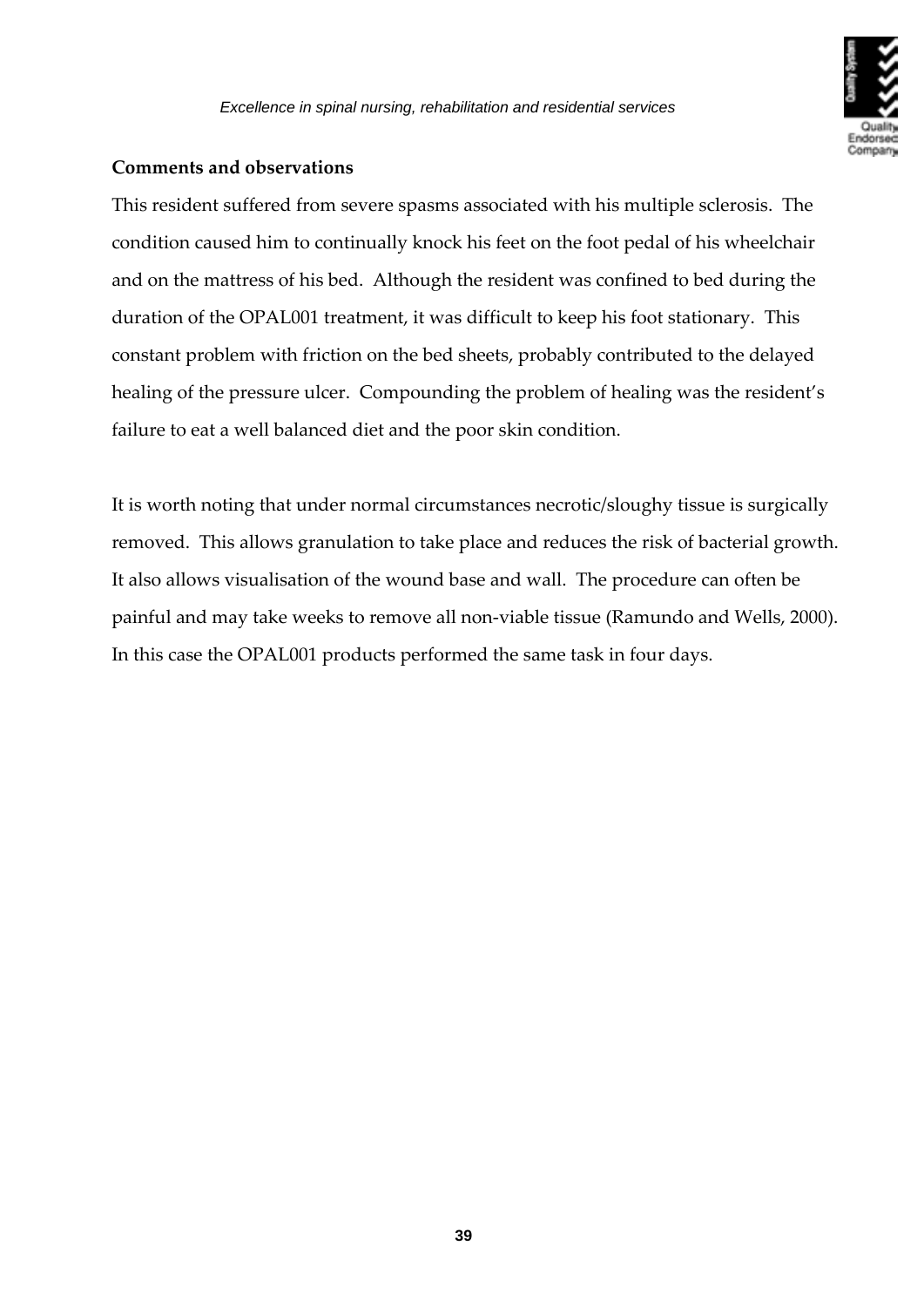**Comments and observations**

This resident suffered from severe spasms associated with his multiple sclerosis. The condition caused him to continually knock his feet on the foot pedal of his wheelchair and on the mattress of his bed. Although the resident was confined to bed during the duration of the OPAL001 treatment, it was difficult to keep his foot stationary. This constant problem with friction on the bed sheets, probably contributed to the delayed healing of the pressure ulcer. Compounding the problem of healing was the resident's failure to eat a well balanced diet and the poor skin condition.

It is worth noting that under normal circumstances necrotic/sloughy tissue is surgically removed. This allows granulation to take place and reduces the risk of bacterial growth. It also allows visualisation of the wound base and wall. The procedure can often be painful and may take weeks to remove all non-viable tissue (Ramundo and Wells, 2000). In this case the OPAL001 products performed the same task in four days.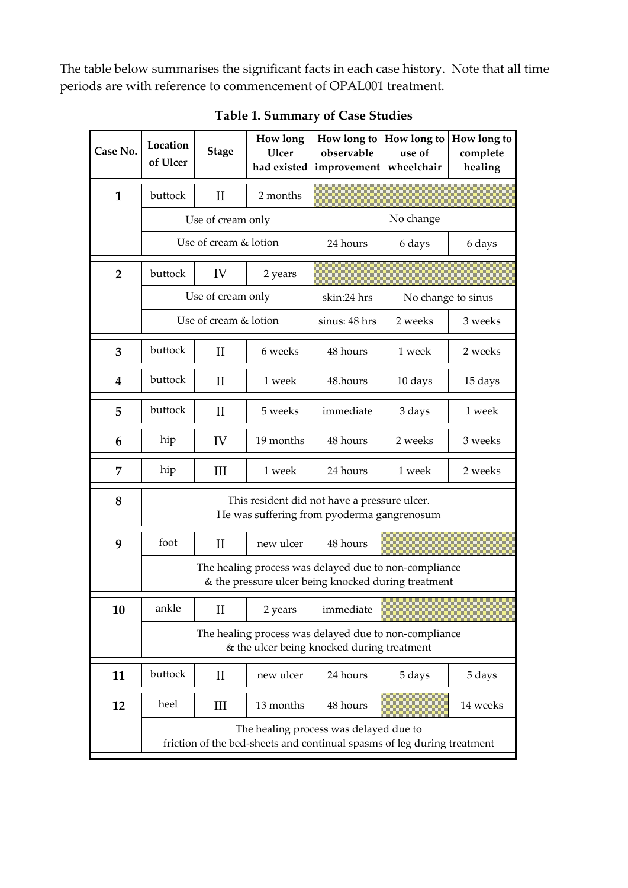The table below summarises the significant facts in each case history. Note that all time periods are with reference to commencement of OPAL001 treatment.

**Table 1. Summary of Case Studies**

| Case No. | Location of Ulcer | Stage | How long Ulcer had existed | How long to observable improvement | How long to use of wheelchair | How long to complete healing |
|---|---|---|---|---|---|---|
| **1** | buttock | II | 2 months | | | |
| | Use of cream only | | | No change | | |
| | Use of cream & lotion | | | 24 hours | 6 days | 6 days |
| **2** | buttock | IV | 2 years | | | |
| | Use of cream only | | | skin:24 hrs | No change to sinus | |
| | Use of cream & lotion | | | sinus: 48 hrs | 2 weeks | 3 weeks |
| **3** | buttock | II | 6 weeks | 48 hours | 1 week | 2 weeks |
| **4** | buttock | II | 1 week | 48.hours | 10 days | 15 days |
| **5** | buttock | II | 5 weeks | immediate | 3 days | 1 week |
| **6** | hip | IV | 19 months | 48 hours | 2 weeks | 3 weeks |
| **7** | hip | III | 1 week | 24 hours | 1 week | 2 weeks |
| **8** | This resident did not have a pressure ulcer. He was suffering from pyoderma gangrenosum | | | | | |
| **9** | foot | II | new ulcer | 48 hours | | |
| | The healing process was delayed due to non-compliance & the pressure ulcer being knocked during treatment | | | | | |
| **10** | ankle | II | 2 years | immediate | | |
| | The healing process was delayed due to non-compliance & the ulcer being knocked during treatment | | | | | |
| **11** | buttock | II | new ulcer | 24 hours | 5 days | 5 days |
| **12** | heel | III | 13 months | 48 hours | | 14 weeks |
| | The healing process was delayed due to friction of the bed-sheets and continual spasms of leg during treatment | | | | | |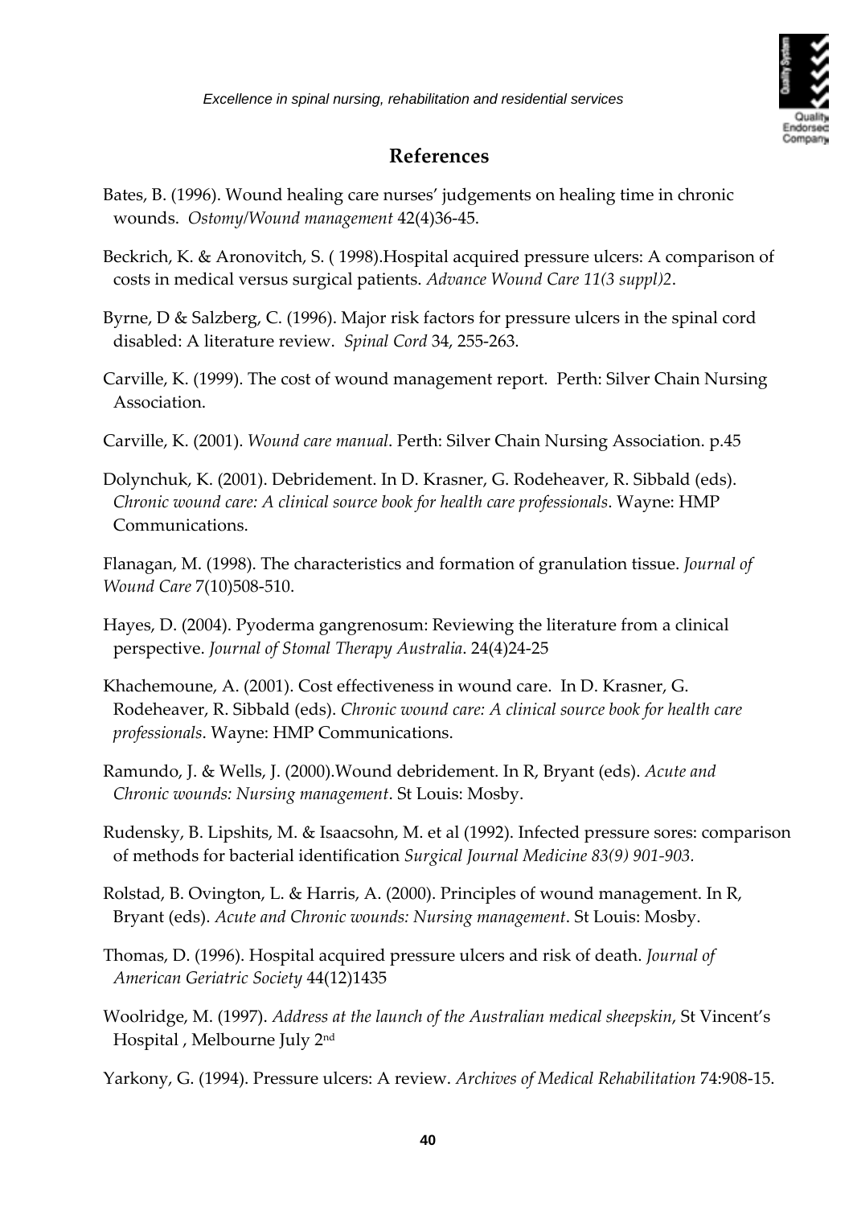## References

Bates, B. (1996). Wound healing care nurses' judgements on healing time in chronic wounds. *Ostomy/Wound management* 42(4)36-45.

Beckrich, K. & Aronovitch, S. ( 1998).Hospital acquired pressure ulcers: A comparison of costs in medical versus surgical patients. *Advance Wound Care 11(3 suppl)2*.

Byrne, D & Salzberg, C. (1996). Major risk factors for pressure ulcers in the spinal cord disabled: A literature review. *Spinal Cord* 34, 255-263.

Carville, K. (1999). The cost of wound management report. Perth: Silver Chain Nursing Association.

Carville, K. (2001). *Wound care manual*. Perth: Silver Chain Nursing Association. p.45

Dolynchuk, K. (2001). Debridement. In D. Krasner, G. Rodeheaver, R. Sibbald (eds). *Chronic wound care: A clinical source book for health care professionals*. Wayne: HMP Communications.

Flanagan, M. (1998). The characteristics and formation of granulation tissue. *Journal of Wound Care* 7(10)508-510.

Hayes, D. (2004). Pyoderma gangrenosum: Reviewing the literature from a clinical perspective. *Journal of Stomal Therapy Australia*. 24(4)24-25

Khachemoune, A. (2001). Cost effectiveness in wound care. In D. Krasner, G. Rodeheaver, R. Sibbald (eds). *Chronic wound care: A clinical source book for health care professionals*. Wayne: HMP Communications.

Ramundo, J. & Wells, J. (2000).Wound debridement. In R, Bryant (eds). *Acute and Chronic wounds: Nursing management*. St Louis: Mosby.

Rudensky, B. Lipshits, M. & Isaacsohn, M. et al (1992). Infected pressure sores: comparison of methods for bacterial identification *Surgical Journal Medicine 83(9) 901-903.*

Rolstad, B. Ovington, L. & Harris, A. (2000). Principles of wound management. In R, Bryant (eds). *Acute and Chronic wounds: Nursing management*. St Louis: Mosby.

Thomas, D. (1996). Hospital acquired pressure ulcers and risk of death. *Journal of American Geriatric Society* 44(12)1435

Woolridge, M. (1997). *Address at the launch of the Australian medical sheepskin*, St Vincent's Hospital , Melbourne July 2nd

Yarkony, G. (1994). Pressure ulcers: A review. *Archives of Medical Rehabilitation* 74:908-15.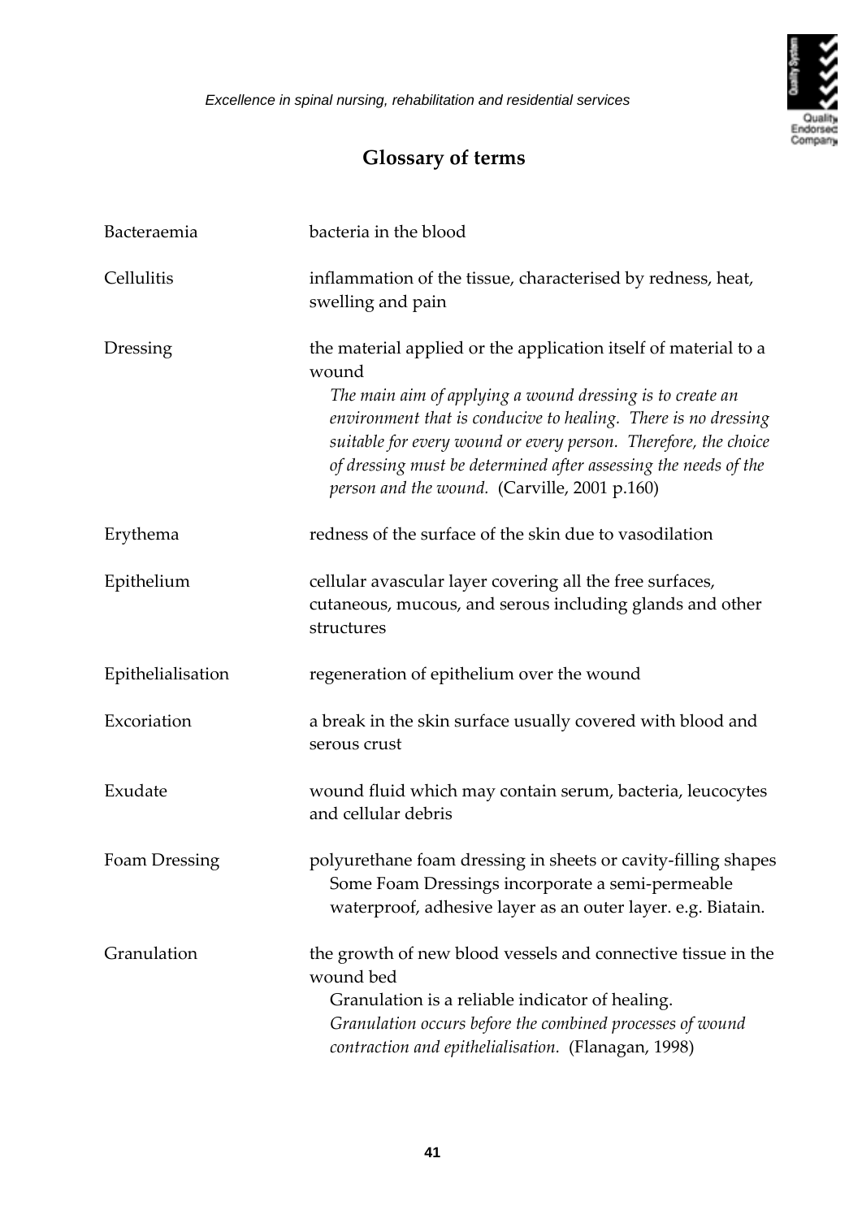# Glossary of terms

| | |
|---|---|
| Bacteraemia | bacteria in the blood |
| Cellulitis | inflammation of the tissue, characterised by redness, heat, swelling and pain |
| Dressing | the material applied or the application itself of material to a wound<br>*The main aim of applying a wound dressing is to create an environment that is conducive to healing. There is no dressing suitable for every wound or every person. Therefore, the choice of dressing must be determined after assessing the needs of the person and the wound.* (Carville, 2001 p.160) |
| Erythema | redness of the surface of the skin due to vasodilation |
| Epithelium | cellular avascular layer covering all the free surfaces, cutaneous, mucous, and serous including glands and other structures |
| Epithelialisation | regeneration of epithelium over the wound |
| Excoriation | a break in the skin surface usually covered with blood and serous crust |
| Exudate | wound fluid which may contain serum, bacteria, leucocytes and cellular debris |
| Foam Dressing | polyurethane foam dressing in sheets or cavity-filling shapes<br>Some Foam Dressings incorporate a semi-permeable waterproof, adhesive layer as an outer layer. e.g. Biatain. |
| Granulation | the growth of new blood vessels and connective tissue in the wound bed<br>Granulation is a reliable indicator of healing.<br>*Granulation occurs before the combined processes of wound contraction and epithelialisation.* (Flanagan, 1998) |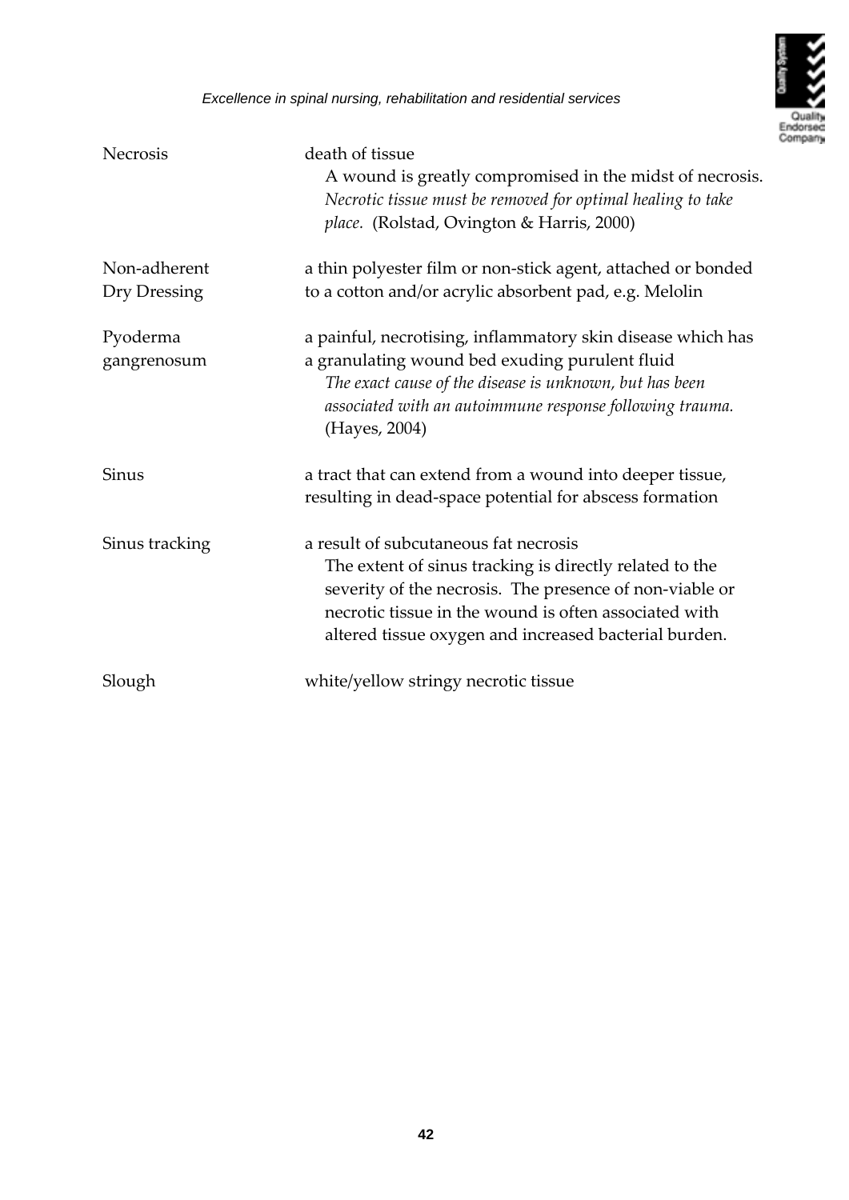| | |
|---|---|
| Necrosis | death of tissue<br>A wound is greatly compromised in the midst of necrosis. *Necrotic tissue must be removed for optimal healing to take place.* (Rolstad, Ovington & Harris, 2000) |
| Non-adherent Dry Dressing | a thin polyester film or non-stick agent, attached or bonded to a cotton and/or acrylic absorbent pad, e.g. Melolin |
| Pyoderma gangrenosum | a painful, necrotising, inflammatory skin disease which has a granulating wound bed exuding purulent fluid<br>*The exact cause of the disease is unknown, but has been associated with an autoimmune response following trauma.* (Hayes, 2004) |
| Sinus | a tract that can extend from a wound into deeper tissue, resulting in dead-space potential for abscess formation |
| Sinus tracking | a result of subcutaneous fat necrosis<br>The extent of sinus tracking is directly related to the severity of the necrosis. The presence of non-viable or necrotic tissue in the wound is often associated with altered tissue oxygen and increased bacterial burden. |
| Slough | white/yellow stringy necrotic tissue |